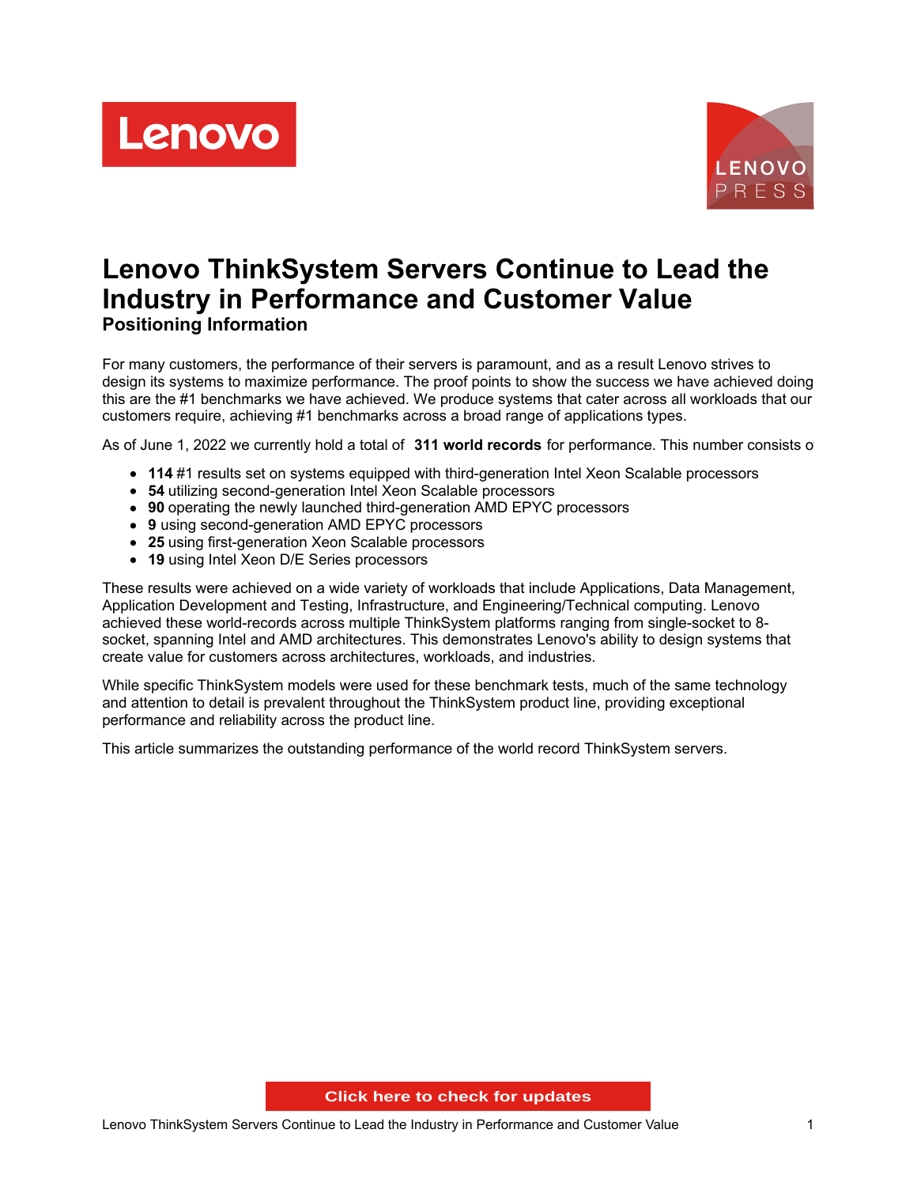# Lenovo ThinkSystem Servers Continue to Lead the Industry in Performance and Customer Value

## Positioning Information

For many customers, the performance of their servers is paramount, and as a result Lenovo strives to design its systems to maximize performance. The proof points to show the success we have achieved doing this are the #1 benchmarks we have achieved. We produce systems that cater across all workloads that our customers require, achieving #1 benchmarks across a broad range of applications types.

As of June 1, 2022 we currently hold a total of **311 world records** for performance. This number consists o

- **114** #1 results set on systems equipped with third-generation Intel Xeon Scalable processors
- **54** utilizing second-generation Intel Xeon Scalable processors
- **90** operating the newly launched third-generation AMD EPYC processors
- **9** using second-generation AMD EPYC processors
- **25** using first-generation Xeon Scalable processors
- **19** using Intel Xeon D/E Series processors

These results were achieved on a wide variety of workloads that include Applications, Data Management, Application Development and Testing, Infrastructure, and Engineering/Technical computing. Lenovo achieved these world-records across multiple ThinkSystem platforms ranging from single-socket to 8-socket, spanning Intel and AMD architectures. This demonstrates Lenovo's ability to design systems that create value for customers across architectures, workloads, and industries.

While specific ThinkSystem models were used for these benchmark tests, much of the same technology and attention to detail is prevalent throughout the ThinkSystem product line, providing exceptional performance and reliability across the product line.

This article summarizes the outstanding performance of the world record ThinkSystem servers.

Click here to check for updates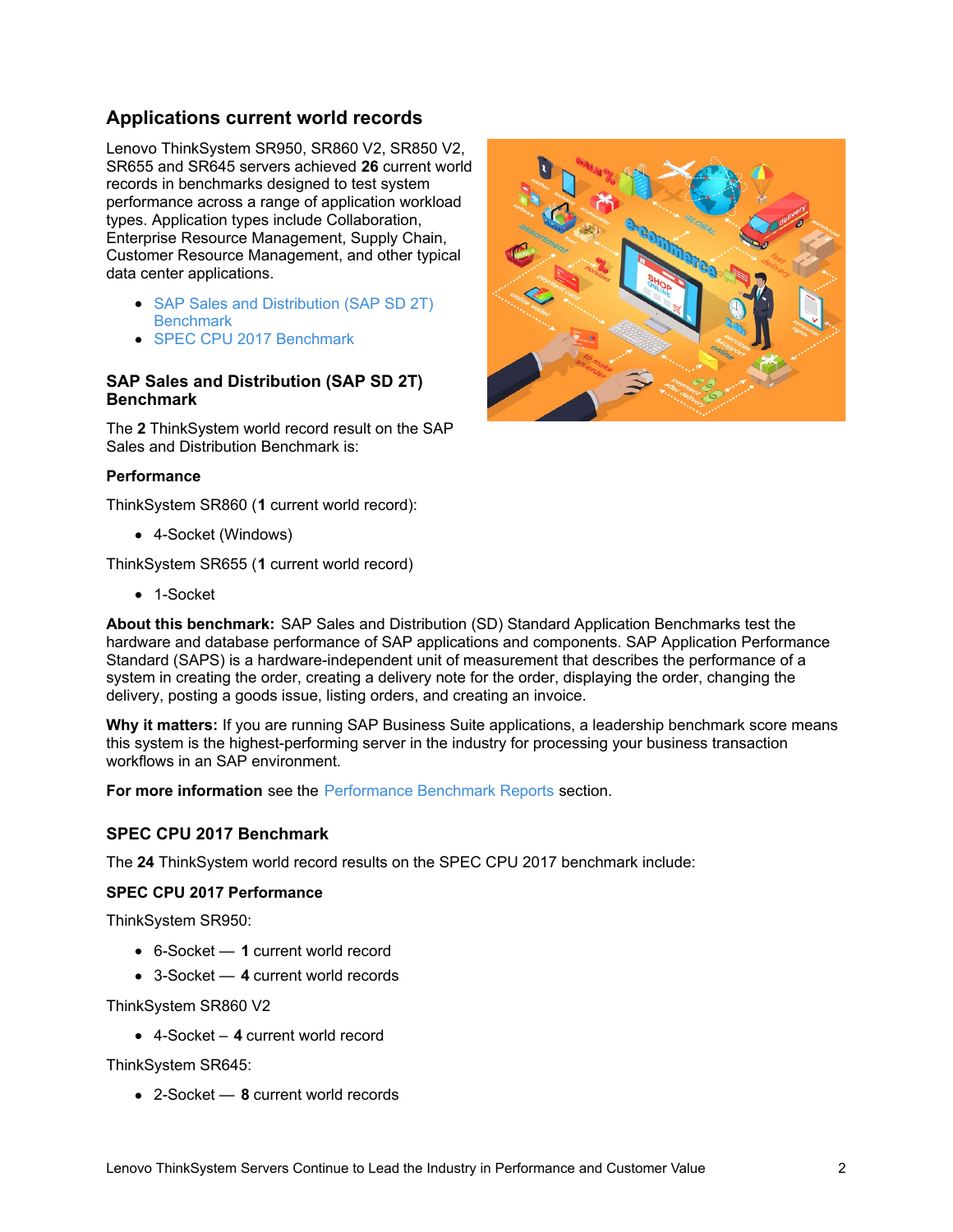## Applications current world records

Lenovo ThinkSystem SR950, SR860 V2, SR850 V2, SR655 and SR645 servers achieved **26** current world records in benchmarks designed to test system performance across a range of application workload types. Application types include Collaboration, Enterprise Resource Management, Supply Chain, Customer Resource Management, and other typical data center applications.

- SAP Sales and Distribution (SAP SD 2T) Benchmark
- SPEC CPU 2017 Benchmark

### SAP Sales and Distribution (SAP SD 2T) Benchmark

The **2** ThinkSystem world record result on the SAP Sales and Distribution Benchmark is:

**Performance**

ThinkSystem SR860 (**1** current world record):

- 4-Socket (Windows)

ThinkSystem SR655 (**1** current world record)

- 1-Socket

**About this benchmark:** SAP Sales and Distribution (SD) Standard Application Benchmarks test the hardware and database performance of SAP applications and components. SAP Application Performance Standard (SAPS) is a hardware-independent unit of measurement that describes the performance of a system in creating the order, creating a delivery note for the order, displaying the order, changing the delivery, posting a goods issue, listing orders, and creating an invoice.

**Why it matters:** If you are running SAP Business Suite applications, a leadership benchmark score means this system is the highest-performing server in the industry for processing your business transaction workflows in an SAP environment.

**For more information** see the Performance Benchmark Reports section.

### SPEC CPU 2017 Benchmark

The **24** ThinkSystem world record results on the SPEC CPU 2017 benchmark include:

**SPEC CPU 2017 Performance**

ThinkSystem SR950:

- 6-Socket — **1** current world record
- 3-Socket — **4** current world records

ThinkSystem SR860 V2

- 4-Socket – **4** current world record

ThinkSystem SR645:

- 2-Socket — **8** current world records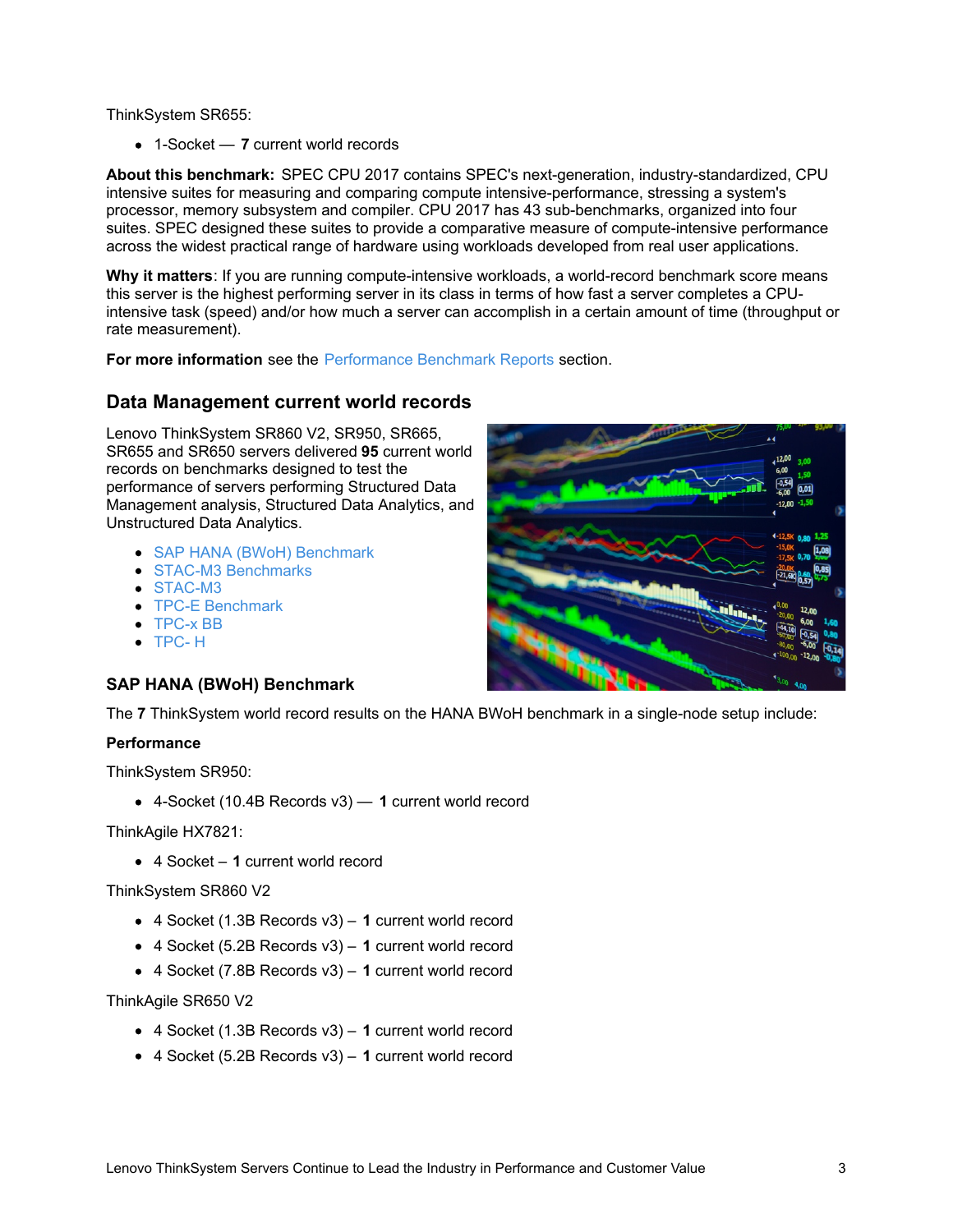ThinkSystem SR655:

- 1-Socket — **7** current world records

**About this benchmark:** SPEC CPU 2017 contains SPEC's next-generation, industry-standardized, CPU intensive suites for measuring and comparing compute intensive-performance, stressing a system's processor, memory subsystem and compiler. CPU 2017 has 43 sub-benchmarks, organized into four suites. SPEC designed these suites to provide a comparative measure of compute-intensive performance across the widest practical range of hardware using workloads developed from real user applications.

**Why it matters**: If you are running compute-intensive workloads, a world-record benchmark score means this server is the highest performing server in its class in terms of how fast a server completes a CPU-intensive task (speed) and/or how much a server can accomplish in a certain amount of time (throughput or rate measurement).

**For more information** see the Performance Benchmark Reports section.

## Data Management current world records

Lenovo ThinkSystem SR860 V2, SR950, SR665, SR655 and SR650 servers delivered **95** current world records on benchmarks designed to test the performance of servers performing Structured Data Management analysis, Structured Data Analytics, and Unstructured Data Analytics.

- SAP HANA (BWoH) Benchmark
- STAC-M3 Benchmarks
- STAC-M3
- TPC-E Benchmark
- TPC-x BB
- TPC- H

### SAP HANA (BWoH) Benchmark

The **7** ThinkSystem world record results on the HANA BWoH benchmark in a single-node setup include:

**Performance**

ThinkSystem SR950:

- 4-Socket (10.4B Records v3) — **1** current world record

ThinkAgile HX7821:

- 4 Socket – **1** current world record

ThinkSystem SR860 V2

- 4 Socket (1.3B Records v3) – **1** current world record
- 4 Socket (5.2B Records v3) – **1** current world record
- 4 Socket (7.8B Records v3) – **1** current world record

ThinkAgile SR650 V2

- 4 Socket (1.3B Records v3) – **1** current world record
- 4 Socket (5.2B Records v3) – **1** current world record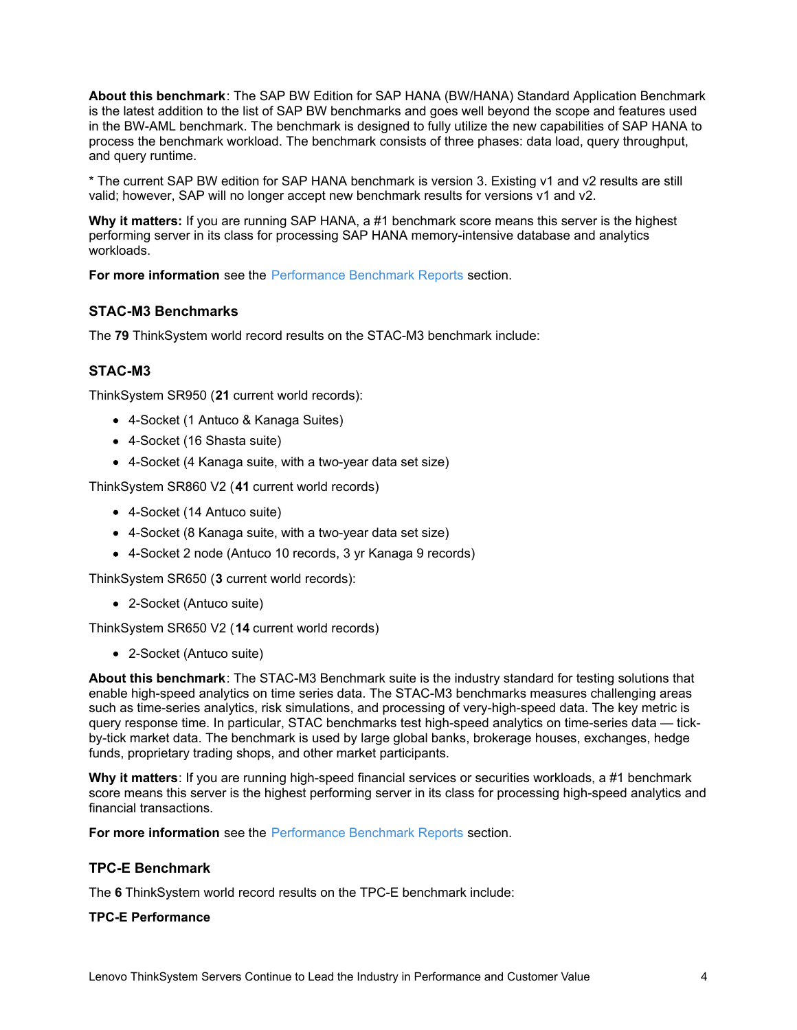**About this benchmark**: The SAP BW Edition for SAP HANA (BW/HANA) Standard Application Benchmark is the latest addition to the list of SAP BW benchmarks and goes well beyond the scope and features used in the BW-AML benchmark. The benchmark is designed to fully utilize the new capabilities of SAP HANA to process the benchmark workload. The benchmark consists of three phases: data load, query throughput, and query runtime.

* The current SAP BW edition for SAP HANA benchmark is version 3. Existing v1 and v2 results are still valid; however, SAP will no longer accept new benchmark results for versions v1 and v2.

**Why it matters:** If you are running SAP HANA, a #1 benchmark score means this server is the highest performing server in its class for processing SAP HANA memory-intensive database and analytics workloads.

**For more information** see the Performance Benchmark Reports section.

### STAC-M3 Benchmarks

The **79** ThinkSystem world record results on the STAC-M3 benchmark include:

### STAC-M3

ThinkSystem SR950 (**21** current world records):

- 4-Socket (1 Antuco & Kanaga Suites)
- 4-Socket (16 Shasta suite)
- 4-Socket (4 Kanaga suite, with a two-year data set size)

ThinkSystem SR860 V2 (**41** current world records)

- 4-Socket (14 Antuco suite)
- 4-Socket (8 Kanaga suite, with a two-year data set size)
- 4-Socket 2 node (Antuco 10 records, 3 yr Kanaga 9 records)

ThinkSystem SR650 (**3** current world records):

- 2-Socket (Antuco suite)

ThinkSystem SR650 V2 (**14** current world records)

- 2-Socket (Antuco suite)

**About this benchmark**: The STAC-M3 Benchmark suite is the industry standard for testing solutions that enable high-speed analytics on time series data. The STAC-M3 benchmarks measures challenging areas such as time-series analytics, risk simulations, and processing of very-high-speed data. The key metric is query response time. In particular, STAC benchmarks test high-speed analytics on time-series data — tick-by-tick market data. The benchmark is used by large global banks, brokerage houses, exchanges, hedge funds, proprietary trading shops, and other market participants.

**Why it matters**: If you are running high-speed financial services or securities workloads, a #1 benchmark score means this server is the highest performing server in its class for processing high-speed analytics and financial transactions.

**For more information** see the Performance Benchmark Reports section.

### TPC-E Benchmark

The **6** ThinkSystem world record results on the TPC-E benchmark include:

**TPC-E Performance**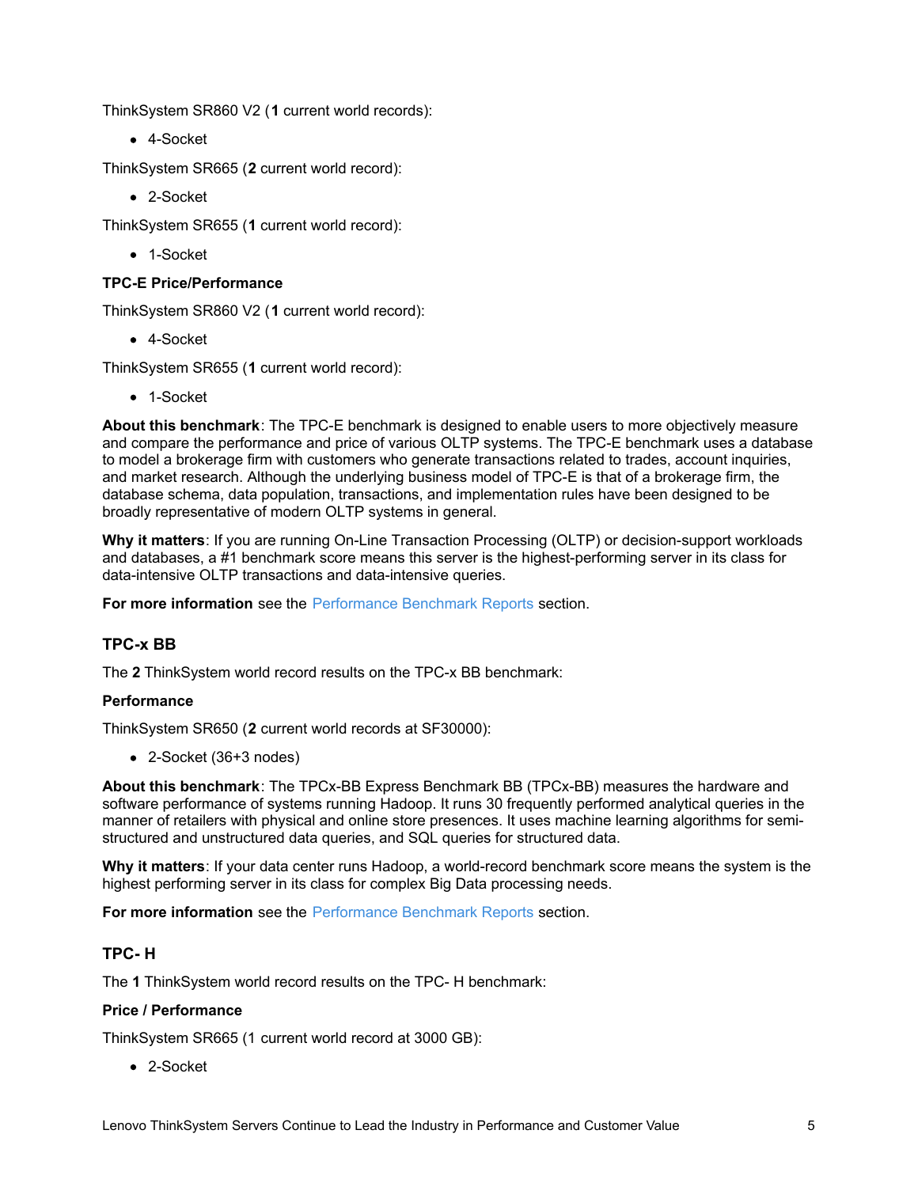ThinkSystem SR860 V2 (**1** current world records):

- 4-Socket

ThinkSystem SR665 (**2** current world record):

- 2-Socket

ThinkSystem SR655 (**1** current world record):

- 1-Socket

**TPC-E Price/Performance**

ThinkSystem SR860 V2 (**1** current world record):

- 4-Socket

ThinkSystem SR655 (**1** current world record):

- 1-Socket

**About this benchmark**: The TPC-E benchmark is designed to enable users to more objectively measure and compare the performance and price of various OLTP systems. The TPC-E benchmark uses a database to model a brokerage firm with customers who generate transactions related to trades, account inquiries, and market research. Although the underlying business model of TPC-E is that of a brokerage firm, the database schema, data population, transactions, and implementation rules have been designed to be broadly representative of modern OLTP systems in general.

**Why it matters**: If you are running On-Line Transaction Processing (OLTP) or decision-support workloads and databases, a #1 benchmark score means this server is the highest-performing server in its class for data-intensive OLTP transactions and data-intensive queries.

**For more information** see the Performance Benchmark Reports section.

### TPC-x BB

The **2** ThinkSystem world record results on the TPC-x BB benchmark:

**Performance**

ThinkSystem SR650 (**2** current world records at SF30000):

- 2-Socket (36+3 nodes)

**About this benchmark**: The TPCx-BB Express Benchmark BB (TPCx-BB) measures the hardware and software performance of systems running Hadoop. It runs 30 frequently performed analytical queries in the manner of retailers with physical and online store presences. It uses machine learning algorithms for semi-structured and unstructured data queries, and SQL queries for structured data.

**Why it matters**: If your data center runs Hadoop, a world-record benchmark score means the system is the highest performing server in its class for complex Big Data processing needs.

**For more information** see the Performance Benchmark Reports section.

### TPC- H

The **1** ThinkSystem world record results on the TPC- H benchmark:

**Price / Performance**

ThinkSystem SR665 (1 current world record at 3000 GB):

- 2-Socket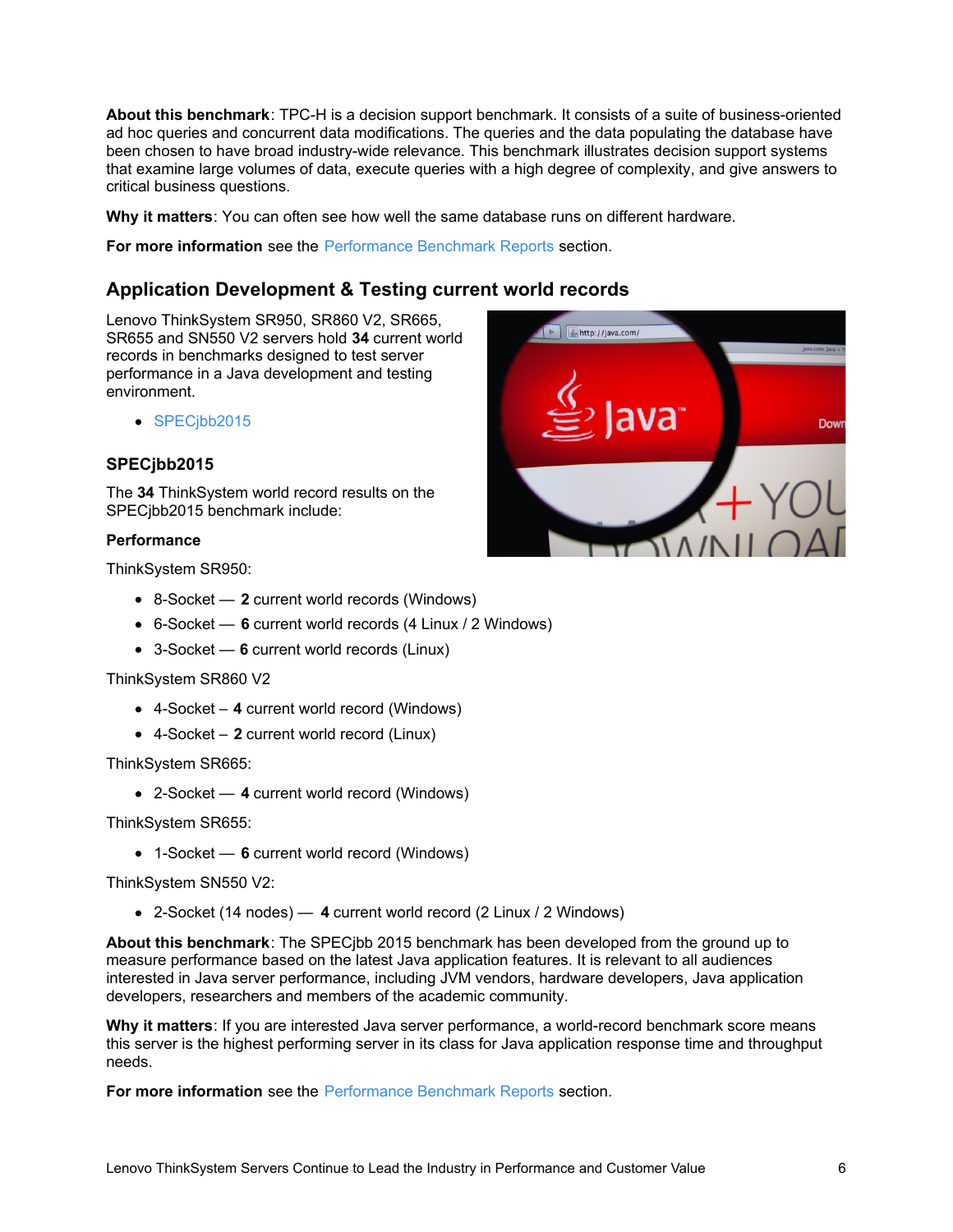**About this benchmark**: TPC-H is a decision support benchmark. It consists of a suite of business-oriented ad hoc queries and concurrent data modifications. The queries and the data populating the database have been chosen to have broad industry-wide relevance. This benchmark illustrates decision support systems that examine large volumes of data, execute queries with a high degree of complexity, and give answers to critical business questions.

**Why it matters**: You can often see how well the same database runs on different hardware.

**For more information** see the Performance Benchmark Reports section.

## Application Development & Testing current world records

Lenovo ThinkSystem SR950, SR860 V2, SR665, SR655 and SN550 V2 servers hold **34** current world records in benchmarks designed to test server performance in a Java development and testing environment.

- SPECjbb2015

### SPECjbb2015

The **34** ThinkSystem world record results on the SPECjbb2015 benchmark include:

**Performance**

ThinkSystem SR950:

- 8-Socket — **2** current world records (Windows)
- 6-Socket — **6** current world records (4 Linux / 2 Windows)
- 3-Socket — **6** current world records (Linux)

ThinkSystem SR860 V2

- 4-Socket – **4** current world record (Windows)
- 4-Socket – **2** current world record (Linux)

ThinkSystem SR665:

- 2-Socket — **4** current world record (Windows)

ThinkSystem SR655:

- 1-Socket — **6** current world record (Windows)

ThinkSystem SN550 V2:

- 2-Socket (14 nodes) — **4** current world record (2 Linux / 2 Windows)

**About this benchmark**: The SPECjbb 2015 benchmark has been developed from the ground up to measure performance based on the latest Java application features. It is relevant to all audiences interested in Java server performance, including JVM vendors, hardware developers, Java application developers, researchers and members of the academic community.

**Why it matters**: If you are interested Java server performance, a world-record benchmark score means this server is the highest performing server in its class for Java application response time and throughput needs.

**For more information** see the Performance Benchmark Reports section.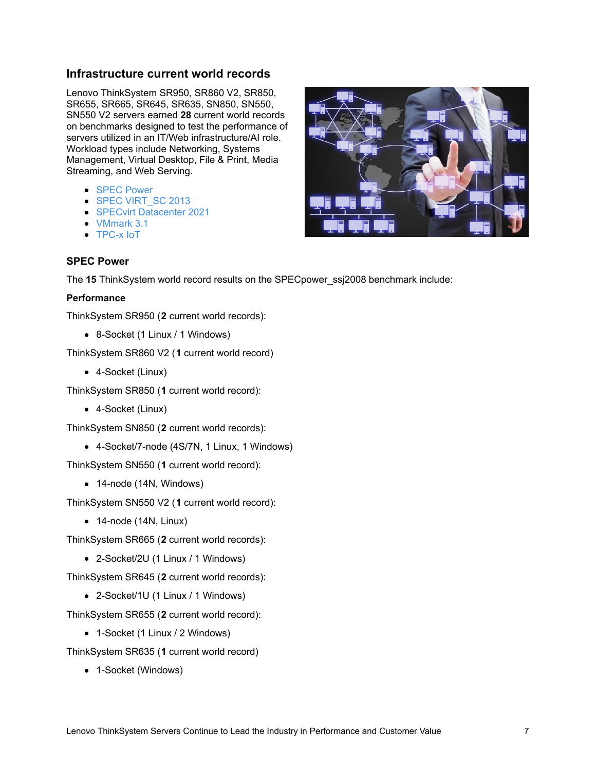## Infrastructure current world records

Lenovo ThinkSystem SR950, SR860 V2, SR850, SR655, SR665, SR645, SR635, SN850, SN550, SN550 V2 servers earned **28** current world records on benchmarks designed to test the performance of servers utilized in an IT/Web infrastructure/AI role. Workload types include Networking, Systems Management, Virtual Desktop, File & Print, Media Streaming, and Web Serving.

- SPEC Power
- SPEC VIRT_SC 2013
- SPECvirt Datacenter 2021
- VMmark 3.1
- TPC-x IoT

### SPEC Power

The **15** ThinkSystem world record results on the SPECpower_ssj2008 benchmark include:

#### Performance

ThinkSystem SR950 (**2** current world records):

- 8-Socket (1 Linux / 1 Windows)

ThinkSystem SR860 V2 (**1** current world record)

- 4-Socket (Linux)

ThinkSystem SR850 (**1** current world record):

- 4-Socket (Linux)

ThinkSystem SN850 (**2** current world records):

- 4-Socket/7-node (4S/7N, 1 Linux, 1 Windows)

ThinkSystem SN550 (**1** current world record):

- 14-node (14N, Windows)

ThinkSystem SN550 V2 (**1** current world record):

- 14-node (14N, Linux)

ThinkSystem SR665 (**2** current world records):

- 2-Socket/2U (1 Linux / 1 Windows)

ThinkSystem SR645 (**2** current world records):

- 2-Socket/1U (1 Linux / 1 Windows)

ThinkSystem SR655 (**2** current world record):

- 1-Socket (1 Linux / 2 Windows)

ThinkSystem SR635 (**1** current world record)

- 1-Socket (Windows)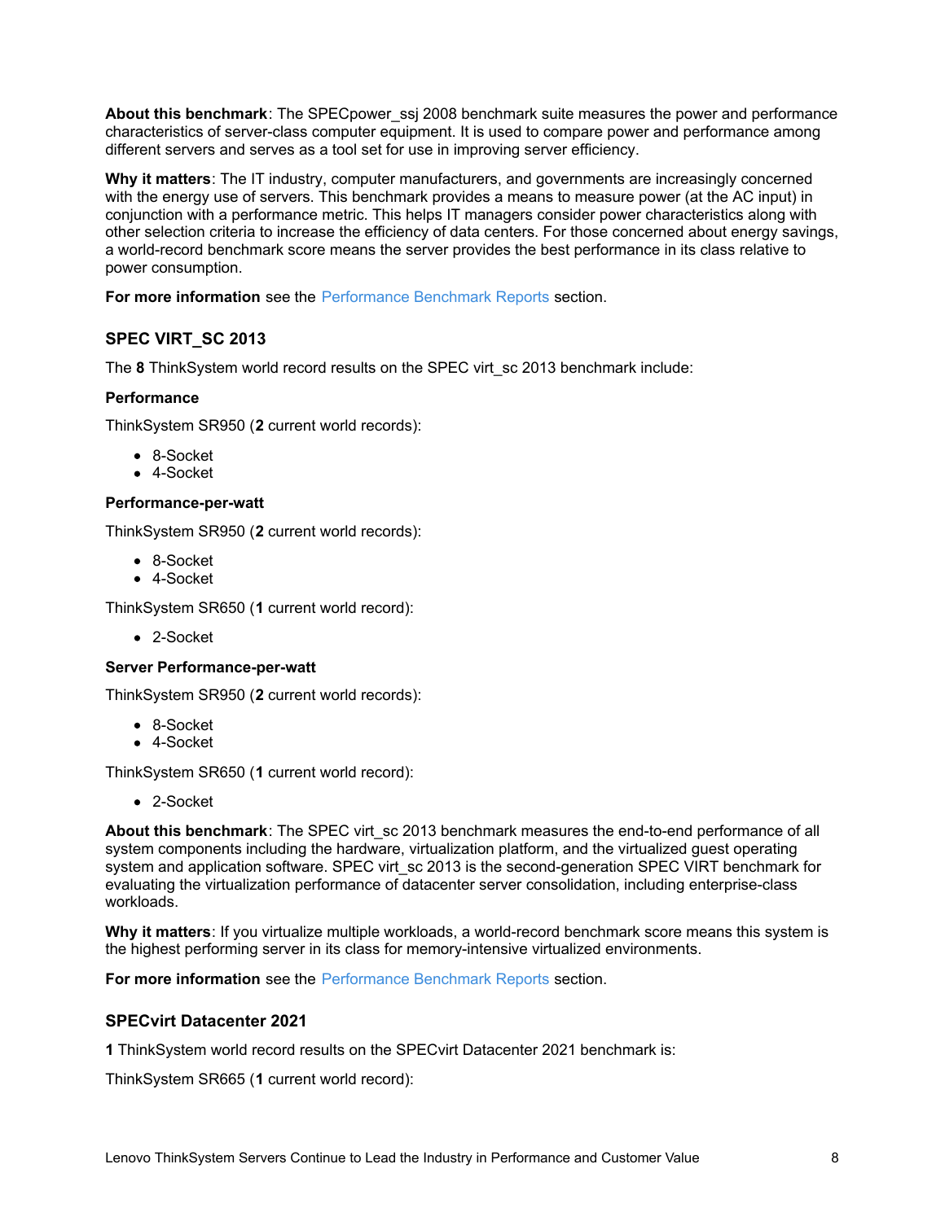**About this benchmark**: The SPECpower_ssj 2008 benchmark suite measures the power and performance characteristics of server-class computer equipment. It is used to compare power and performance among different servers and serves as a tool set for use in improving server efficiency.

**Why it matters**: The IT industry, computer manufacturers, and governments are increasingly concerned with the energy use of servers. This benchmark provides a means to measure power (at the AC input) in conjunction with a performance metric. This helps IT managers consider power characteristics along with other selection criteria to increase the efficiency of data centers. For those concerned about energy savings, a world-record benchmark score means the server provides the best performance in its class relative to power consumption.

**For more information** see the Performance Benchmark Reports section.

### SPEC VIRT_SC 2013

The **8** ThinkSystem world record results on the SPEC virt_sc 2013 benchmark include:

**Performance**

ThinkSystem SR950 (**2** current world records):

- 8-Socket
- 4-Socket

**Performance-per-watt**

ThinkSystem SR950 (**2** current world records):

- 8-Socket
- 4-Socket

ThinkSystem SR650 (**1** current world record):

- 2-Socket

**Server Performance-per-watt**

ThinkSystem SR950 (**2** current world records):

- 8-Socket
- 4-Socket

ThinkSystem SR650 (**1** current world record):

- 2-Socket

**About this benchmark**: The SPEC virt_sc 2013 benchmark measures the end-to-end performance of all system components including the hardware, virtualization platform, and the virtualized guest operating system and application software. SPEC virt_sc 2013 is the second-generation SPEC VIRT benchmark for evaluating the virtualization performance of datacenter server consolidation, including enterprise-class workloads.

**Why it matters**: If you virtualize multiple workloads, a world-record benchmark score means this system is the highest performing server in its class for memory-intensive virtualized environments.

**For more information** see the Performance Benchmark Reports section.

### SPECvirt Datacenter 2021

**1** ThinkSystem world record results on the SPECvirt Datacenter 2021 benchmark is:

ThinkSystem SR665 (**1** current world record):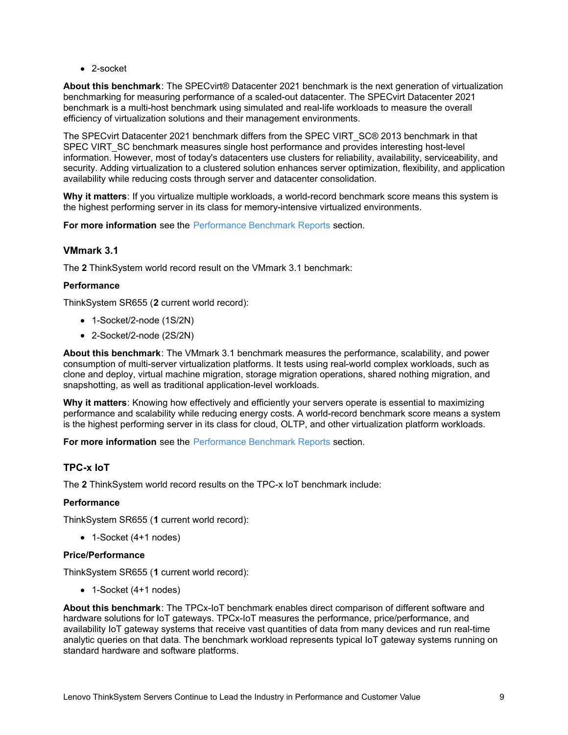- 2-socket

**About this benchmark**: The SPECvirt® Datacenter 2021 benchmark is the next generation of virtualization benchmarking for measuring performance of a scaled-out datacenter. The SPECvirt Datacenter 2021 benchmark is a multi-host benchmark using simulated and real-life workloads to measure the overall efficiency of virtualization solutions and their management environments.

The SPECvirt Datacenter 2021 benchmark differs from the SPEC VIRT_SC® 2013 benchmark in that SPEC VIRT_SC benchmark measures single host performance and provides interesting host-level information. However, most of today's datacenters use clusters for reliability, availability, serviceability, and security. Adding virtualization to a clustered solution enhances server optimization, flexibility, and application availability while reducing costs through server and datacenter consolidation.

**Why it matters**: If you virtualize multiple workloads, a world-record benchmark score means this system is the highest performing server in its class for memory-intensive virtualized environments.

**For more information** see the Performance Benchmark Reports section.

### VMmark 3.1

The **2** ThinkSystem world record result on the VMmark 3.1 benchmark:

**Performance**

ThinkSystem SR655 (**2** current world record):

- 1-Socket/2-node (1S/2N)
- 2-Socket/2-node (2S/2N)

**About this benchmark**: The VMmark 3.1 benchmark measures the performance, scalability, and power consumption of multi-server virtualization platforms. It tests using real-world complex workloads, such as clone and deploy, virtual machine migration, storage migration operations, shared nothing migration, and snapshotting, as well as traditional application-level workloads.

**Why it matters**: Knowing how effectively and efficiently your servers operate is essential to maximizing performance and scalability while reducing energy costs. A world-record benchmark score means a system is the highest performing server in its class for cloud, OLTP, and other virtualization platform workloads.

**For more information** see the Performance Benchmark Reports section.

### TPC-x IoT

The **2** ThinkSystem world record results on the TPC-x IoT benchmark include:

**Performance**

ThinkSystem SR655 (**1** current world record):

- 1-Socket (4+1 nodes)

**Price/Performance**

ThinkSystem SR655 (**1** current world record):

- 1-Socket (4+1 nodes)

**About this benchmark**: The TPCx-IoT benchmark enables direct comparison of different software and hardware solutions for IoT gateways. TPCx-IoT measures the performance, price/performance, and availability IoT gateway systems that receive vast quantities of data from many devices and run real-time analytic queries on that data. The benchmark workload represents typical IoT gateway systems running on standard hardware and software platforms.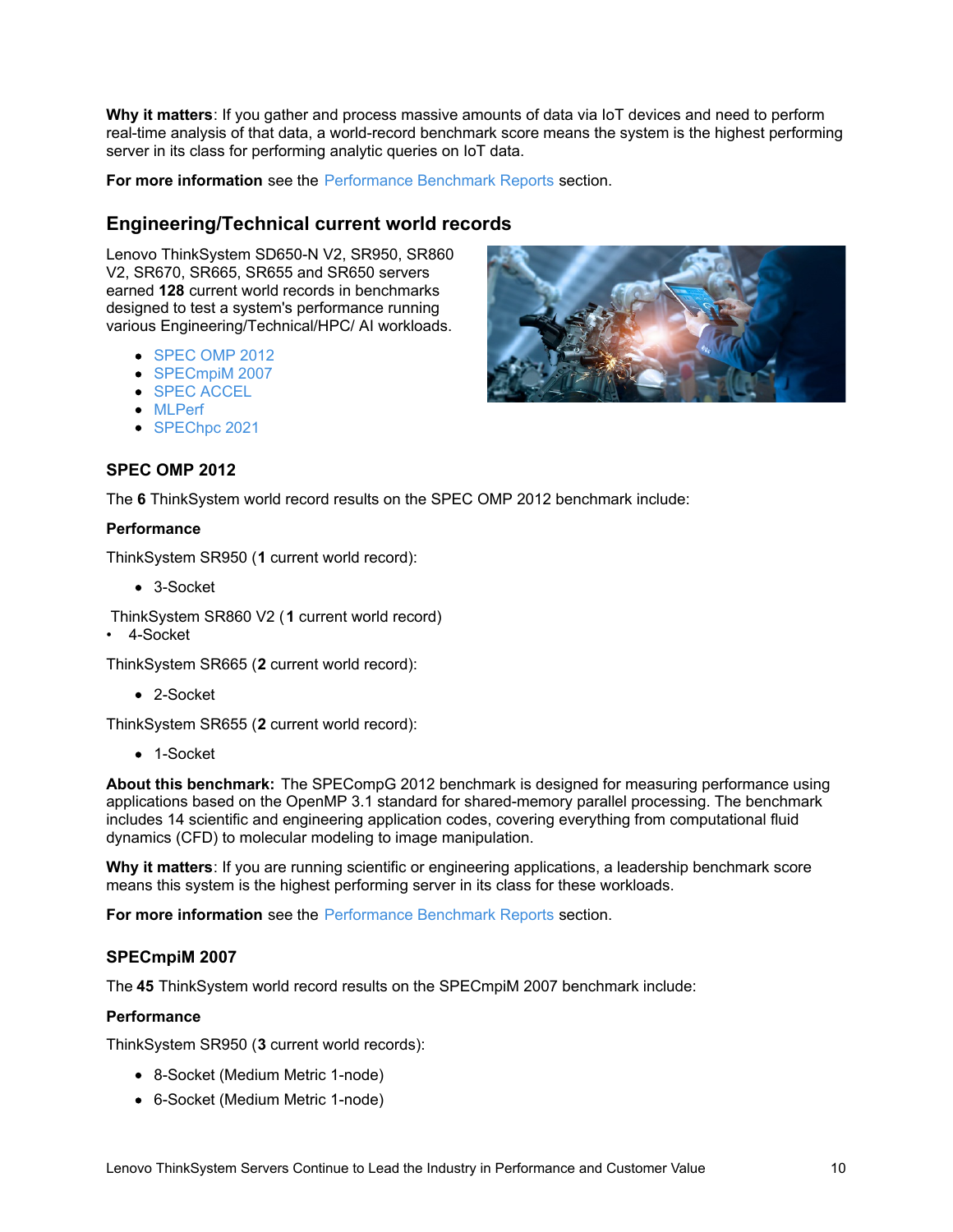**Why it matters**: If you gather and process massive amounts of data via IoT devices and need to perform real-time analysis of that data, a world-record benchmark score means the system is the highest performing server in its class for performing analytic queries on IoT data.

**For more information** see the Performance Benchmark Reports section.

## Engineering/Technical current world records

Lenovo ThinkSystem SD650-N V2, SR950, SR860 V2, SR670, SR665, SR655 and SR650 servers earned **128** current world records in benchmarks designed to test a system's performance running various Engineering/Technical/HPC/ AI workloads.

- SPEC OMP 2012
- SPECmpiM 2007
- SPEC ACCEL
- MLPerf
- SPEChpc 2021

### SPEC OMP 2012

The **6** ThinkSystem world record results on the SPEC OMP 2012 benchmark include:

**Performance**

ThinkSystem SR950 (**1** current world record):

- 3-Socket

ThinkSystem SR860 V2 ( **1** current world record)

- 4-Socket

ThinkSystem SR665 (**2** current world record):

- 2-Socket

ThinkSystem SR655 (**2** current world record):

- 1-Socket

**About this benchmark:** The SPEcompG 2012 benchmark is designed for measuring performance using applications based on the OpenMP 3.1 standard for shared-memory parallel processing. The benchmark includes 14 scientific and engineering application codes, covering everything from computational fluid dynamics (CFD) to molecular modeling to image manipulation.

**Why it matters**: If you are running scientific or engineering applications, a leadership benchmark score means this system is the highest performing server in its class for these workloads.

**For more information** see the Performance Benchmark Reports section.

### SPECmpiM 2007

The **45** ThinkSystem world record results on the SPECmpiM 2007 benchmark include:

**Performance**

ThinkSystem SR950 (**3** current world records):

- 8-Socket (Medium Metric 1-node)
- 6-Socket (Medium Metric 1-node)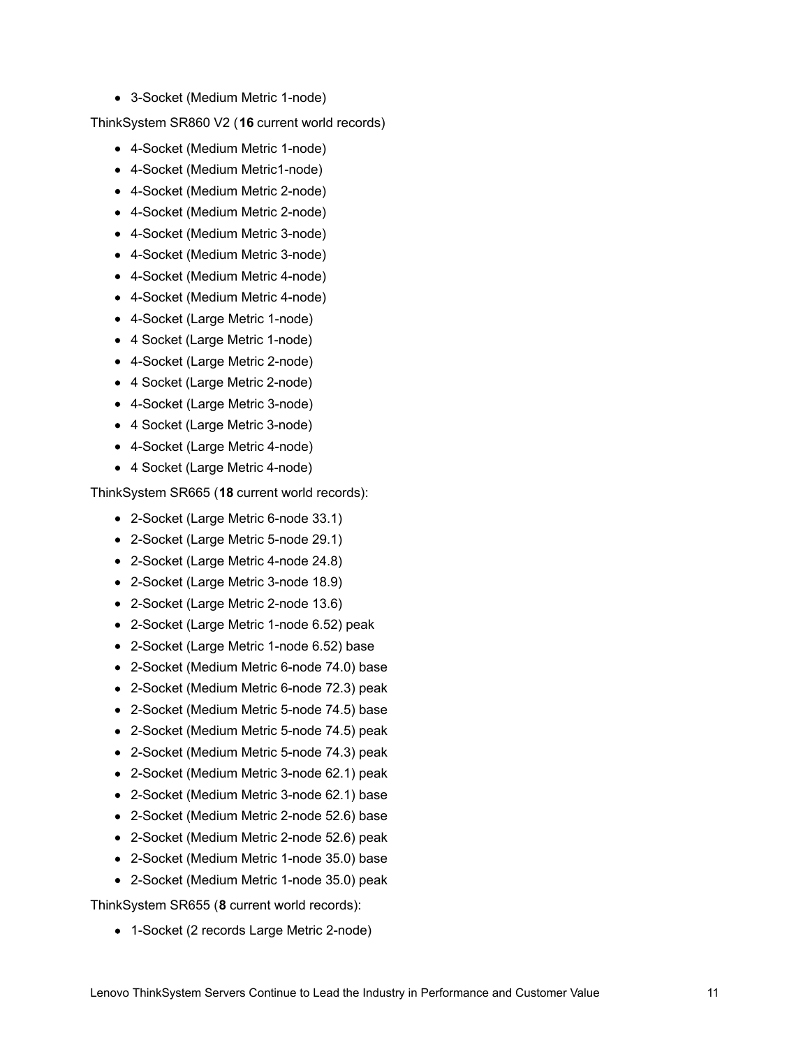- 3-Socket (Medium Metric 1-node)

ThinkSystem SR860 V2 (**16** current world records)

- 4-Socket (Medium Metric 1-node)
- 4-Socket (Medium Metric1-node)
- 4-Socket (Medium Metric 2-node)
- 4-Socket (Medium Metric 2-node)
- 4-Socket (Medium Metric 3-node)
- 4-Socket (Medium Metric 3-node)
- 4-Socket (Medium Metric 4-node)
- 4-Socket (Medium Metric 4-node)
- 4-Socket (Large Metric 1-node)
- 4 Socket (Large Metric 1-node)
- 4-Socket (Large Metric 2-node)
- 4 Socket (Large Metric 2-node)
- 4-Socket (Large Metric 3-node)
- 4 Socket (Large Metric 3-node)
- 4-Socket (Large Metric 4-node)
- 4 Socket (Large Metric 4-node)

ThinkSystem SR665 (**18** current world records):

- 2-Socket (Large Metric 6-node 33.1)
- 2-Socket (Large Metric 5-node 29.1)
- 2-Socket (Large Metric 4-node 24.8)
- 2-Socket (Large Metric 3-node 18.9)
- 2-Socket (Large Metric 2-node 13.6)
- 2-Socket (Large Metric 1-node 6.52) peak
- 2-Socket (Large Metric 1-node 6.52) base
- 2-Socket (Medium Metric 6-node 74.0) base
- 2-Socket (Medium Metric 6-node 72.3) peak
- 2-Socket (Medium Metric 5-node 74.5) base
- 2-Socket (Medium Metric 5-node 74.5) peak
- 2-Socket (Medium Metric 5-node 74.3) peak
- 2-Socket (Medium Metric 3-node 62.1) peak
- 2-Socket (Medium Metric 3-node 62.1) base
- 2-Socket (Medium Metric 2-node 52.6) base
- 2-Socket (Medium Metric 2-node 52.6) peak
- 2-Socket (Medium Metric 1-node 35.0) base
- 2-Socket (Medium Metric 1-node 35.0) peak

ThinkSystem SR655 (**8** current world records):

- 1-Socket (2 records Large Metric 2-node)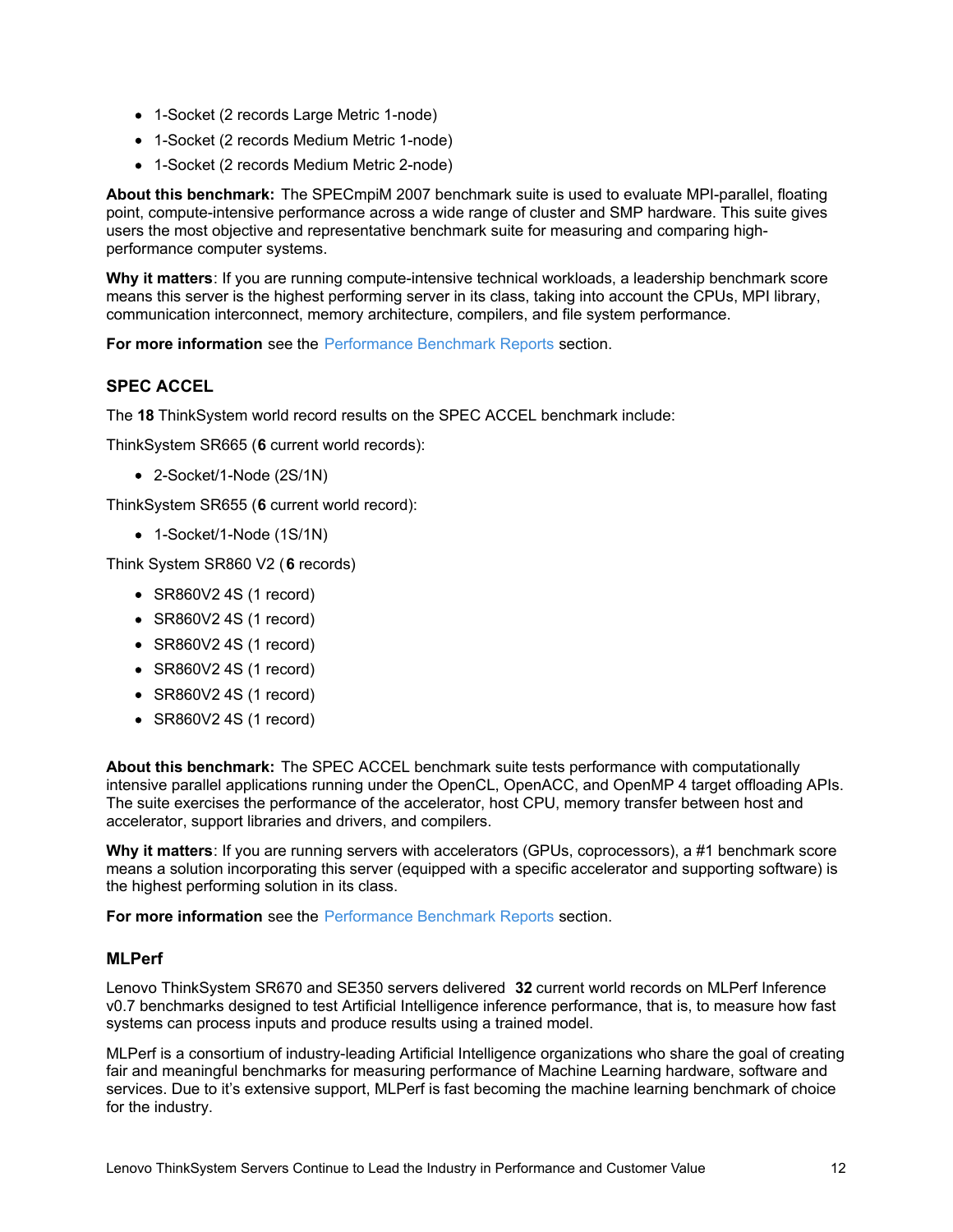- 1-Socket (2 records Large Metric 1-node)
- 1-Socket (2 records Medium Metric 1-node)
- 1-Socket (2 records Medium Metric 2-node)

**About this benchmark:** The SPECmpiM 2007 benchmark suite is used to evaluate MPI-parallel, floating point, compute-intensive performance across a wide range of cluster and SMP hardware. This suite gives users the most objective and representative benchmark suite for measuring and comparing high-performance computer systems.

**Why it matters**: If you are running compute-intensive technical workloads, a leadership benchmark score means this server is the highest performing server in its class, taking into account the CPUs, MPI library, communication interconnect, memory architecture, compilers, and file system performance.

**For more information** see the Performance Benchmark Reports section.

### SPEC ACCEL

The **18** ThinkSystem world record results on the SPEC ACCEL benchmark include:

ThinkSystem SR665 (**6** current world records):

- 2-Socket/1-Node (2S/1N)

ThinkSystem SR655 (**6** current world record):

- 1-Socket/1-Node (1S/1N)

Think System SR860 V2 ( **6** records)

- SR860V2 4S (1 record)
- SR860V2 4S (1 record)
- SR860V2 4S (1 record)
- SR860V2 4S (1 record)
- SR860V2 4S (1 record)
- SR860V2 4S (1 record)

**About this benchmark:** The SPEC ACCEL benchmark suite tests performance with computationally intensive parallel applications running under the OpenCL, OpenACC, and OpenMP 4 target offloading APIs. The suite exercises the performance of the accelerator, host CPU, memory transfer between host and accelerator, support libraries and drivers, and compilers.

**Why it matters**: If you are running servers with accelerators (GPUs, coprocessors), a #1 benchmark score means a solution incorporating this server (equipped with a specific accelerator and supporting software) is the highest performing solution in its class.

**For more information** see the Performance Benchmark Reports section.

### MLPerf

Lenovo ThinkSystem SR670 and SE350 servers delivered **32** current world records on MLPerf Inference v0.7 benchmarks designed to test Artificial Intelligence inference performance, that is, to measure how fast systems can process inputs and produce results using a trained model.

MLPerf is a consortium of industry-leading Artificial Intelligence organizations who share the goal of creating fair and meaningful benchmarks for measuring performance of Machine Learning hardware, software and services. Due to it's extensive support, MLPerf is fast becoming the machine learning benchmark of choice for the industry.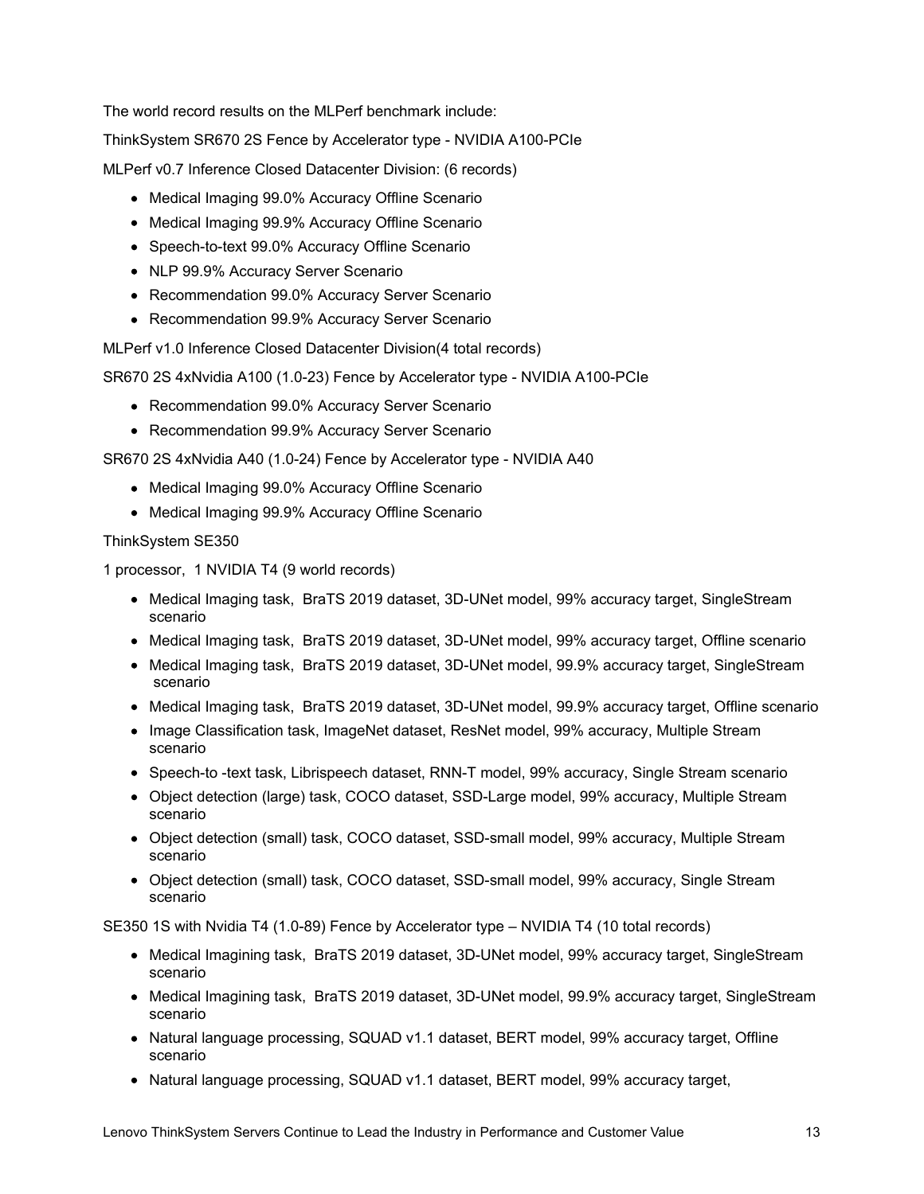The world record results on the MLPerf benchmark include:

ThinkSystem SR670 2S Fence by Accelerator type - NVIDIA A100-PCIe

MLPerf v0.7 Inference Closed Datacenter Division: (6 records)

- Medical Imaging 99.0% Accuracy Offline Scenario
- Medical Imaging 99.9% Accuracy Offline Scenario
- Speech-to-text 99.0% Accuracy Offline Scenario
- NLP 99.9% Accuracy Server Scenario
- Recommendation 99.0% Accuracy Server Scenario
- Recommendation 99.9% Accuracy Server Scenario

MLPerf v1.0 Inference Closed Datacenter Division(4 total records)

SR670 2S 4xNvidia A100 (1.0-23) Fence by Accelerator type - NVIDIA A100-PCIe

- Recommendation 99.0% Accuracy Server Scenario
- Recommendation 99.9% Accuracy Server Scenario

SR670 2S 4xNvidia A40 (1.0-24) Fence by Accelerator type - NVIDIA A40

- Medical Imaging 99.0% Accuracy Offline Scenario
- Medical Imaging 99.9% Accuracy Offline Scenario

ThinkSystem SE350

1 processor, 1 NVIDIA T4 (9 world records)

- Medical Imaging task, BraTS 2019 dataset, 3D-UNet model, 99% accuracy target, SingleStream scenario
- Medical Imaging task, BraTS 2019 dataset, 3D-UNet model, 99% accuracy target, Offline scenario
- Medical Imaging task, BraTS 2019 dataset, 3D-UNet model, 99.9% accuracy target, SingleStream scenario
- Medical Imaging task, BraTS 2019 dataset, 3D-UNet model, 99.9% accuracy target, Offline scenario
- Image Classification task, ImageNet dataset, ResNet model, 99% accuracy, Multiple Stream scenario
- Speech-to -text task, Librispeech dataset, RNN-T model, 99% accuracy, Single Stream scenario
- Object detection (large) task, COCO dataset, SSD-Large model, 99% accuracy, Multiple Stream scenario
- Object detection (small) task, COCO dataset, SSD-small model, 99% accuracy, Multiple Stream scenario
- Object detection (small) task, COCO dataset, SSD-small model, 99% accuracy, Single Stream scenario

SE350 1S with Nvidia T4 (1.0-89) Fence by Accelerator type – NVIDIA T4 (10 total records)

- Medical Imagining task, BraTS 2019 dataset, 3D-UNet model, 99% accuracy target, SingleStream scenario
- Medical Imagining task, BraTS 2019 dataset, 3D-UNet model, 99.9% accuracy target, SingleStream scenario
- Natural language processing, SQUAD v1.1 dataset, BERT model, 99% accuracy target, Offline scenario
- Natural language processing, SQUAD v1.1 dataset, BERT model, 99% accuracy target,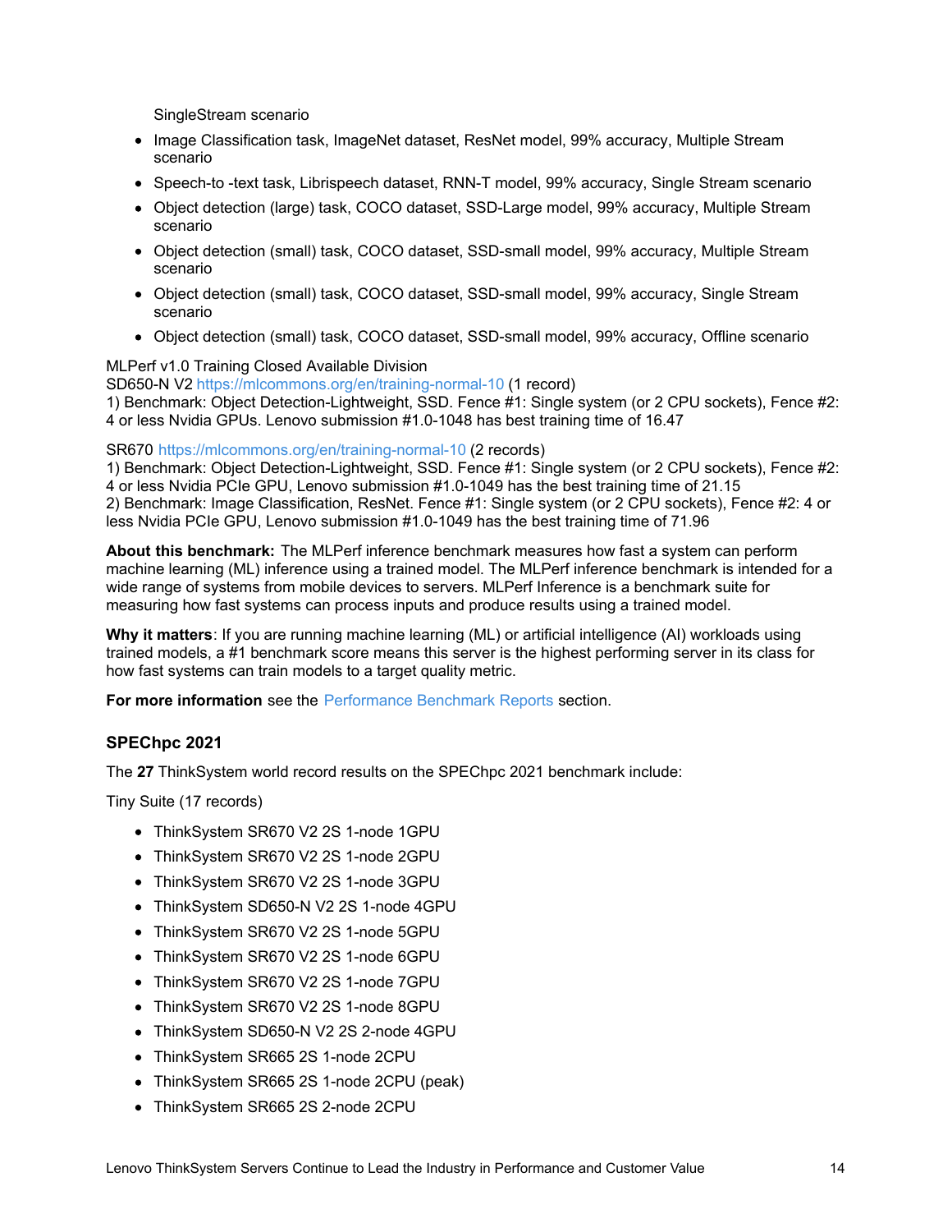SingleStream scenario

- Image Classification task, ImageNet dataset, ResNet model, 99% accuracy, Multiple Stream scenario
- Speech-to -text task, Librispeech dataset, RNN-T model, 99% accuracy, Single Stream scenario
- Object detection (large) task, COCO dataset, SSD-Large model, 99% accuracy, Multiple Stream scenario
- Object detection (small) task, COCO dataset, SSD-small model, 99% accuracy, Multiple Stream scenario
- Object detection (small) task, COCO dataset, SSD-small model, 99% accuracy, Single Stream scenario
- Object detection (small) task, COCO dataset, SSD-small model, 99% accuracy, Offline scenario

MLPerf v1.0 Training Closed Available Division
SD650-N V2 https://mlcommons.org/en/training-normal-10 (1 record)
1) Benchmark: Object Detection-Lightweight, SSD. Fence #1: Single system (or 2 CPU sockets), Fence #2: 4 or less Nvidia GPUs. Lenovo submission #1.0-1048 has best training time of 16.47

SR670 https://mlcommons.org/en/training-normal-10 (2 records)
1) Benchmark: Object Detection-Lightweight, SSD. Fence #1: Single system (or 2 CPU sockets), Fence #2: 4 or less Nvidia PCIe GPU, Lenovo submission #1.0-1049 has the best training time of 21.15
2) Benchmark: Image Classification, ResNet. Fence #1: Single system (or 2 CPU sockets), Fence #2: 4 or less Nvidia PCIe GPU, Lenovo submission #1.0-1049 has the best training time of 71.96

**About this benchmark:** The MLPerf inference benchmark measures how fast a system can perform machine learning (ML) inference using a trained model. The MLPerf inference benchmark is intended for a wide range of systems from mobile devices to servers. MLPerf Inference is a benchmark suite for measuring how fast systems can process inputs and produce results using a trained model.

**Why it matters**: If you are running machine learning (ML) or artificial intelligence (AI) workloads using trained models, a #1 benchmark score means this server is the highest performing server in its class for how fast systems can train models to a target quality metric.

**For more information** see the Performance Benchmark Reports section.

### SPEChpc 2021

The **27** ThinkSystem world record results on the SPEChpc 2021 benchmark include:

Tiny Suite (17 records)

- ThinkSystem SR670 V2 2S 1-node 1GPU
- ThinkSystem SR670 V2 2S 1-node 2GPU
- ThinkSystem SR670 V2 2S 1-node 3GPU
- ThinkSystem SD650-N V2 2S 1-node 4GPU
- ThinkSystem SR670 V2 2S 1-node 5GPU
- ThinkSystem SR670 V2 2S 1-node 6GPU
- ThinkSystem SR670 V2 2S 1-node 7GPU
- ThinkSystem SR670 V2 2S 1-node 8GPU
- ThinkSystem SD650-N V2 2S 2-node 4GPU
- ThinkSystem SR665 2S 1-node 2CPU
- ThinkSystem SR665 2S 1-node 2CPU (peak)
- ThinkSystem SR665 2S 2-node 2CPU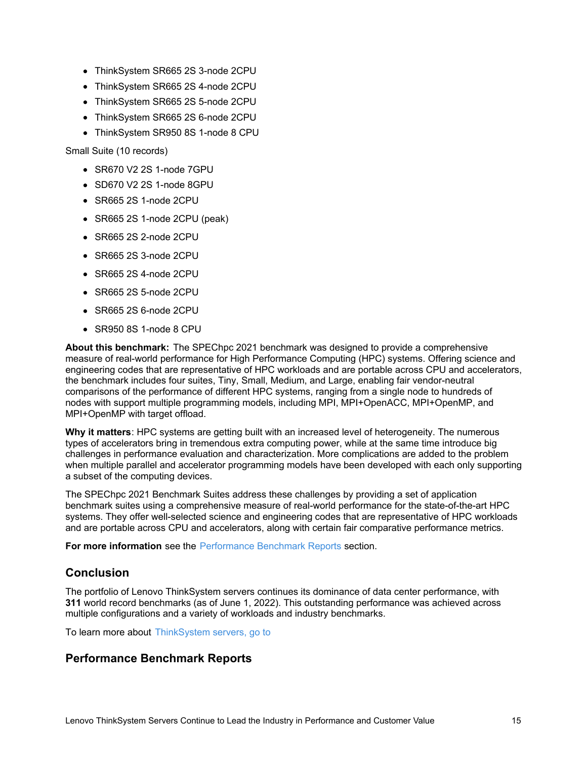- ThinkSystem SR665 2S 3-node 2CPU
- ThinkSystem SR665 2S 4-node 2CPU
- ThinkSystem SR665 2S 5-node 2CPU
- ThinkSystem SR665 2S 6-node 2CPU
- ThinkSystem SR950 8S 1-node 8 CPU

Small Suite (10 records)

- SR670 V2 2S 1-node 7GPU
- SD670 V2 2S 1-node 8GPU
- SR665 2S 1-node 2CPU
- SR665 2S 1-node 2CPU (peak)
- SR665 2S 2-node 2CPU
- SR665 2S 3-node 2CPU
- SR665 2S 4-node 2CPU
- SR665 2S 5-node 2CPU
- SR665 2S 6-node 2CPU
- SR950 8S 1-node 8 CPU

**About this benchmark:** The SPEChpc 2021 benchmark was designed to provide a comprehensive measure of real-world performance for High Performance Computing (HPC) systems. Offering science and engineering codes that are representative of HPC workloads and are portable across CPU and accelerators, the benchmark includes four suites, Tiny, Small, Medium, and Large, enabling fair vendor-neutral comparisons of the performance of different HPC systems, ranging from a single node to hundreds of nodes with support multiple programming models, including MPI, MPI+OpenACC, MPI+OpenMP, and MPI+OpenMP with target offload.

**Why it matters**: HPC systems are getting built with an increased level of heterogeneity. The numerous types of accelerators bring in tremendous extra computing power, while at the same time introduce big challenges in performance evaluation and characterization. More complications are added to the problem when multiple parallel and accelerator programming models have been developed with each only supporting a subset of the computing devices.

The SPEChpc 2021 Benchmark Suites address these challenges by providing a set of application benchmark suites using a comprehensive measure of real-world performance for the state-of-the-art HPC systems. They offer well-selected science and engineering codes that are representative of HPC workloads and are portable across CPU and accelerators, along with certain fair comparative performance metrics.

**For more information** see the Performance Benchmark Reports section.

## Conclusion

The portfolio of Lenovo ThinkSystem servers continues its dominance of data center performance, with **311** world record benchmarks (as of June 1, 2022). This outstanding performance was achieved across multiple configurations and a variety of workloads and industry benchmarks.

To learn more about ThinkSystem servers, go to

## Performance Benchmark Reports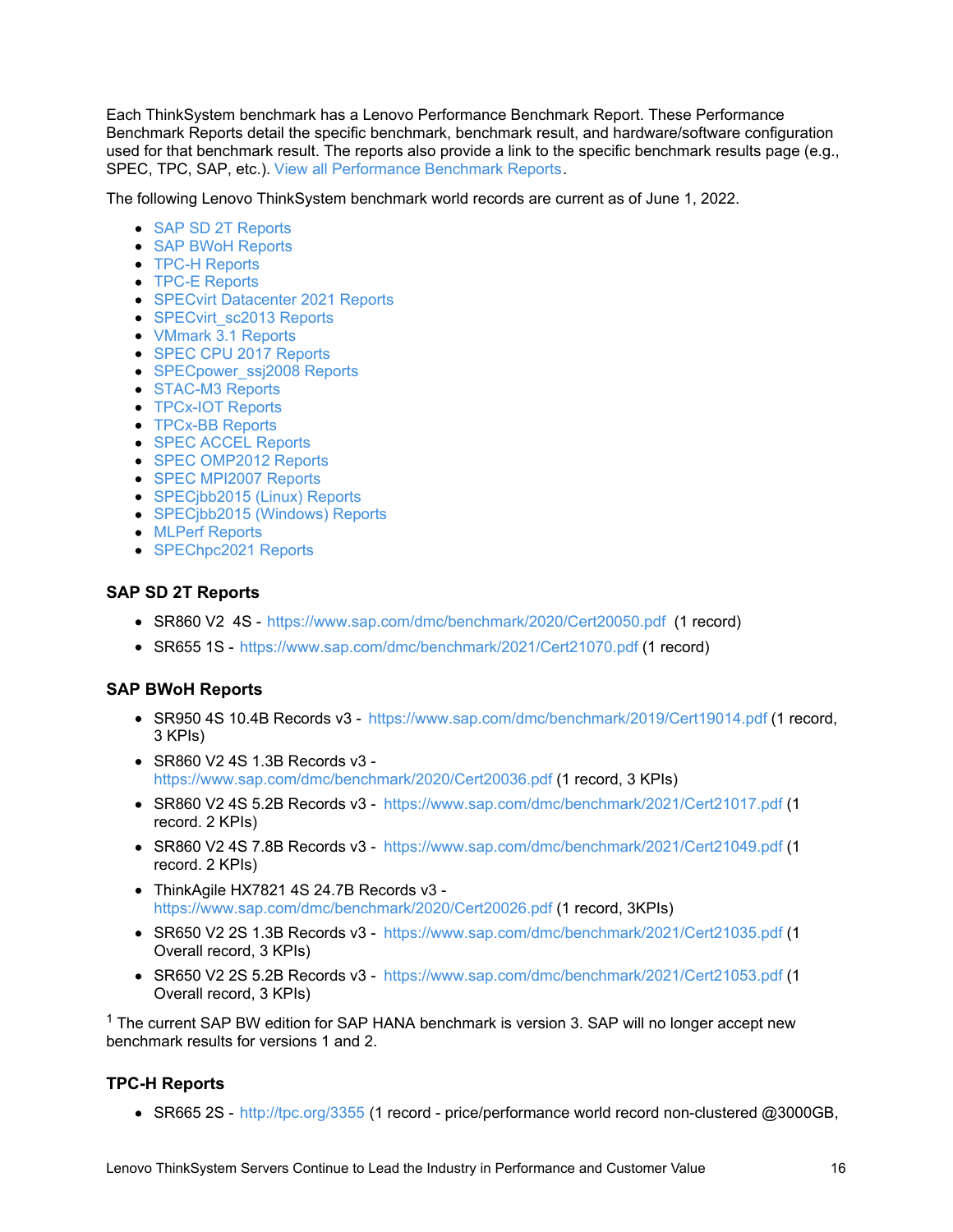Each ThinkSystem benchmark has a Lenovo Performance Benchmark Report. These Performance Benchmark Reports detail the specific benchmark, benchmark result, and hardware/software configuration used for that benchmark result. The reports also provide a link to the specific benchmark results page (e.g., SPEC, TPC, SAP, etc.). View all Performance Benchmark Reports.

The following Lenovo ThinkSystem benchmark world records are current as of June 1, 2022.

- SAP SD 2T Reports
- SAP BWoH Reports
- TPC-H Reports
- TPC-E Reports
- SPECvirt Datacenter 2021 Reports
- SPECvirt_sc2013 Reports
- VMmark 3.1 Reports
- SPEC CPU 2017 Reports
- SPECpower_ssj2008 Reports
- STAC-M3 Reports
- TPCx-IOT Reports
- TPCx-BB Reports
- SPEC ACCEL Reports
- SPEC OMP2012 Reports
- SPEC MPI2007 Reports
- SPECjbb2015 (Linux) Reports
- SPECjbb2015 (Windows) Reports
- MLPerf Reports
- SPEChpc2021 Reports

### SAP SD 2T Reports

- SR860 V2 4S - https://www.sap.com/dmc/benchmark/2020/Cert20050.pdf (1 record)
- SR655 1S - https://www.sap.com/dmc/benchmark/2021/Cert21070.pdf (1 record)

### SAP BWoH Reports

- SR950 4S 10.4B Records v3 - https://www.sap.com/dmc/benchmark/2019/Cert19014.pdf (1 record, 3 KPIs)
- SR860 V2 4S 1.3B Records v3 - https://www.sap.com/dmc/benchmark/2020/Cert20036.pdf (1 record, 3 KPIs)
- SR860 V2 4S 5.2B Records v3 - https://www.sap.com/dmc/benchmark/2021/Cert21017.pdf (1 record. 2 KPIs)
- SR860 V2 4S 7.8B Records v3 - https://www.sap.com/dmc/benchmark/2021/Cert21049.pdf (1 record. 2 KPIs)
- ThinkAgile HX7821 4S 24.7B Records v3 - https://www.sap.com/dmc/benchmark/2020/Cert20026.pdf (1 record, 3KPIs)
- SR650 V2 2S 1.3B Records v3 - https://www.sap.com/dmc/benchmark/2021/Cert21035.pdf (1 Overall record, 3 KPIs)
- SR650 V2 2S 5.2B Records v3 - https://www.sap.com/dmc/benchmark/2021/Cert21053.pdf (1 Overall record, 3 KPIs)

[1] The current SAP BW edition for SAP HANA benchmark is version 3. SAP will no longer accept new benchmark results for versions 1 and 2.

### TPC-H Reports

- SR665 2S - http://tpc.org/3355 (1 record - price/performance world record non-clustered @3000GB,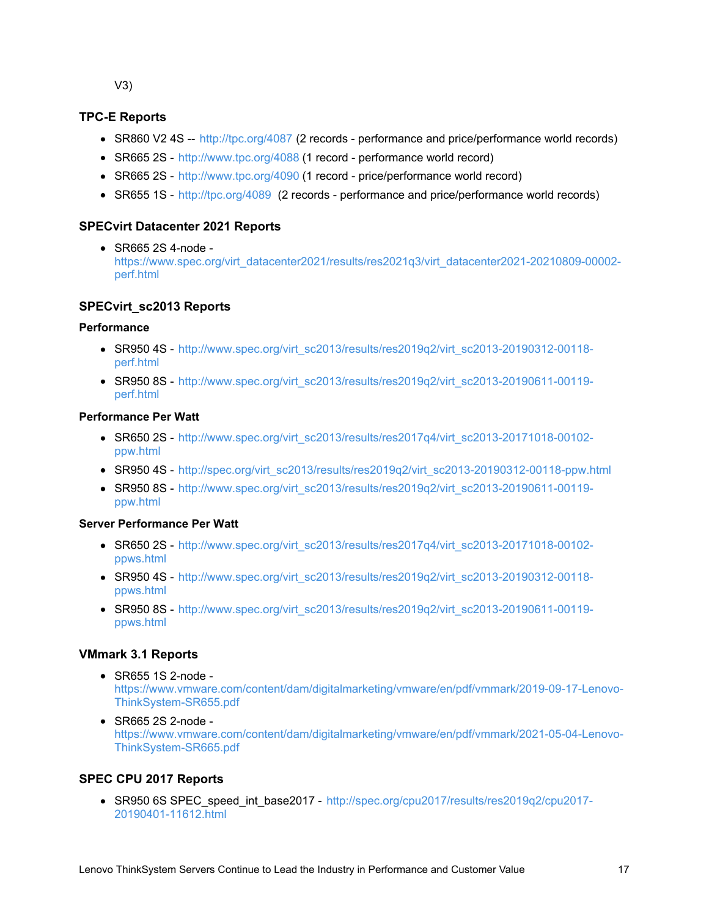V3)

### TPC-E Reports

- SR860 V2 4S -- http://tpc.org/4087 (2 records - performance and price/performance world records)
- SR665 2S - http://www.tpc.org/4088 (1 record - performance world record)
- SR665 2S - http://www.tpc.org/4090 (1 record - price/performance world record)
- SR655 1S - http://tpc.org/4089 (2 records - performance and price/performance world records)

### SPECvirt Datacenter 2021 Reports

- SR665 2S 4-node - https://www.spec.org/virt_datacenter2021/results/res2021q3/virt_datacenter2021-20210809-00002-perf.html

### SPECvirt_sc2013 Reports

#### Performance

- SR950 4S - http://www.spec.org/virt_sc2013/results/res2019q2/virt_sc2013-20190312-00118-perf.html
- SR950 8S - http://www.spec.org/virt_sc2013/results/res2019q2/virt_sc2013-20190611-00119-perf.html

#### Performance Per Watt

- SR650 2S - http://www.spec.org/virt_sc2013/results/res2017q4/virt_sc2013-20171018-00102-ppw.html
- SR950 4S - http://spec.org/virt_sc2013/results/res2019q2/virt_sc2013-20190312-00118-ppw.html
- SR950 8S - http://www.spec.org/virt_sc2013/results/res2019q2/virt_sc2013-20190611-00119-ppw.html

#### Server Performance Per Watt

- SR650 2S - http://www.spec.org/virt_sc2013/results/res2017q4/virt_sc2013-20171018-00102-ppws.html
- SR950 4S - http://www.spec.org/virt_sc2013/results/res2019q2/virt_sc2013-20190312-00118-ppws.html
- SR950 8S - http://www.spec.org/virt_sc2013/results/res2019q2/virt_sc2013-20190611-00119-ppws.html

### VMmark 3.1 Reports

- SR655 1S 2-node - https://www.vmware.com/content/dam/digitalmarketing/vmware/en/pdf/vmmark/2019-09-17-Lenovo-ThinkSystem-SR655.pdf
- SR665 2S 2-node - https://www.vmware.com/content/dam/digitalmarketing/vmware/en/pdf/vmmark/2021-05-04-Lenovo-ThinkSystem-SR665.pdf

### SPEC CPU 2017 Reports

- SR950 6S SPEC_speed_int_base2017 - http://spec.org/cpu2017/results/res2019q2/cpu2017-20190401-11612.html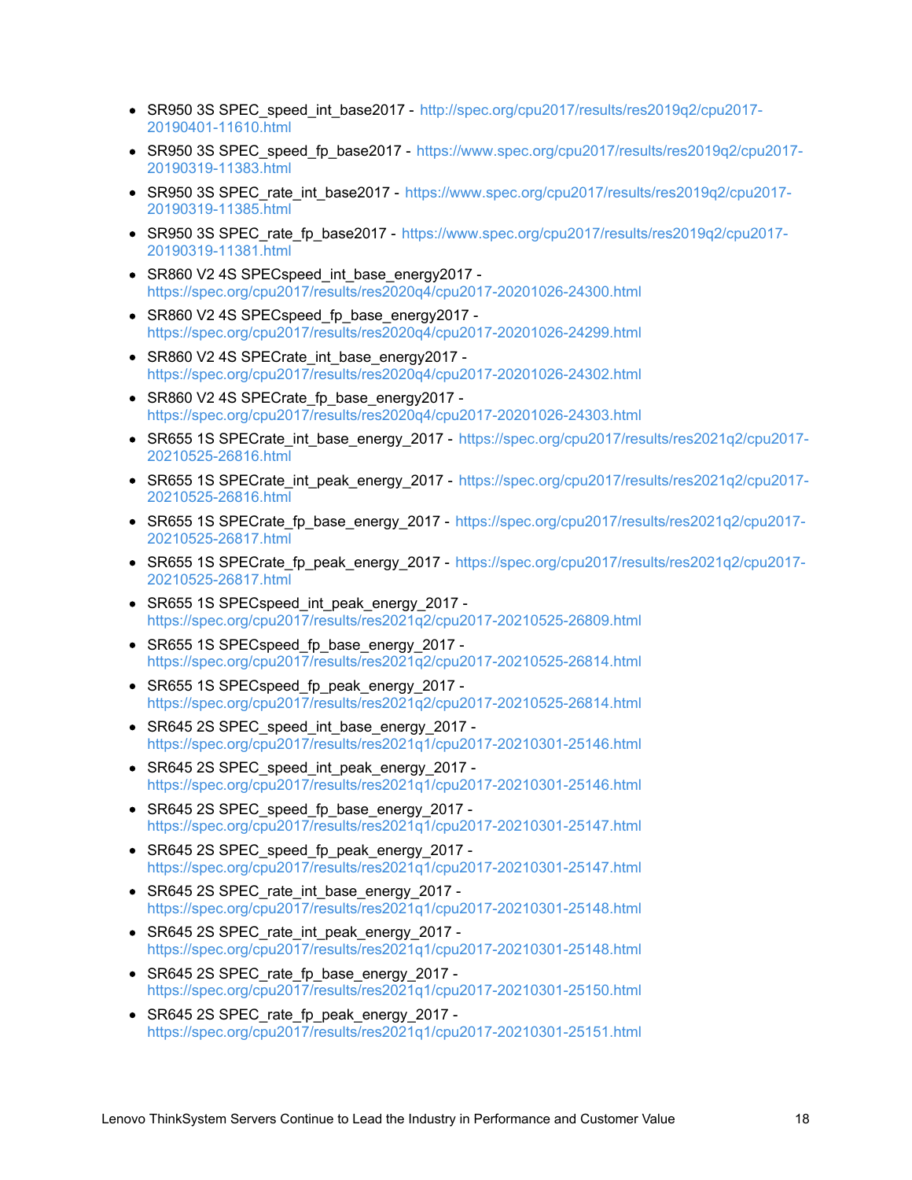- SR950 3S SPEC_speed_int_base2017 - http://spec.org/cpu2017/results/res2019q2/cpu2017-20190401-11610.html
- SR950 3S SPEC_speed_fp_base2017 - https://www.spec.org/cpu2017/results/res2019q2/cpu2017-20190319-11383.html
- SR950 3S SPEC_rate_int_base2017 - https://www.spec.org/cpu2017/results/res2019q2/cpu2017-20190319-11385.html
- SR950 3S SPEC_rate_fp_base2017 - https://www.spec.org/cpu2017/results/res2019q2/cpu2017-20190319-11381.html
- SR860 V2 4S SPECspeed_int_base_energy2017 - https://spec.org/cpu2017/results/res2020q4/cpu2017-20201026-24300.html
- SR860 V2 4S SPECspeed_fp_base_energy2017 - https://spec.org/cpu2017/results/res2020q4/cpu2017-20201026-24299.html
- SR860 V2 4S SPECrate_int_base_energy2017 - https://spec.org/cpu2017/results/res2020q4/cpu2017-20201026-24302.html
- SR860 V2 4S SPECrate_fp_base_energy2017 - https://spec.org/cpu2017/results/res2020q4/cpu2017-20201026-24303.html
- SR655 1S SPECrate_int_base_energy_2017 - https://spec.org/cpu2017/results/res2021q2/cpu2017-20210525-26816.html
- SR655 1S SPECrate_int_peak_energy_2017 - https://spec.org/cpu2017/results/res2021q2/cpu2017-20210525-26816.html
- SR655 1S SPECrate_fp_base_energy_2017 - https://spec.org/cpu2017/results/res2021q2/cpu2017-20210525-26817.html
- SR655 1S SPECrate_fp_peak_energy_2017 - https://spec.org/cpu2017/results/res2021q2/cpu2017-20210525-26817.html
- SR655 1S SPECspeed_int_peak_energy_2017 - https://spec.org/cpu2017/results/res2021q2/cpu2017-20210525-26809.html
- SR655 1S SPECspeed_fp_base_energy_2017 - https://spec.org/cpu2017/results/res2021q2/cpu2017-20210525-26814.html
- SR655 1S SPECspeed_fp_peak_energy_2017 - https://spec.org/cpu2017/results/res2021q2/cpu2017-20210525-26814.html
- SR645 2S SPEC_speed_int_base_energy_2017 - https://spec.org/cpu2017/results/res2021q1/cpu2017-20210301-25146.html
- SR645 2S SPEC_speed_int_peak_energy_2017 - https://spec.org/cpu2017/results/res2021q1/cpu2017-20210301-25146.html
- SR645 2S SPEC_speed_fp_base_energy_2017 - https://spec.org/cpu2017/results/res2021q1/cpu2017-20210301-25147.html
- SR645 2S SPEC_speed_fp_peak_energy_2017 - https://spec.org/cpu2017/results/res2021q1/cpu2017-20210301-25147.html
- SR645 2S SPEC_rate_int_base_energy_2017 - https://spec.org/cpu2017/results/res2021q1/cpu2017-20210301-25148.html
- SR645 2S SPEC_rate_int_peak_energy_2017 - https://spec.org/cpu2017/results/res2021q1/cpu2017-20210301-25148.html
- SR645 2S SPEC_rate_fp_base_energy_2017 - https://spec.org/cpu2017/results/res2021q1/cpu2017-20210301-25150.html
- SR645 2S SPEC_rate_fp_peak_energy_2017 - https://spec.org/cpu2017/results/res2021q1/cpu2017-20210301-25151.html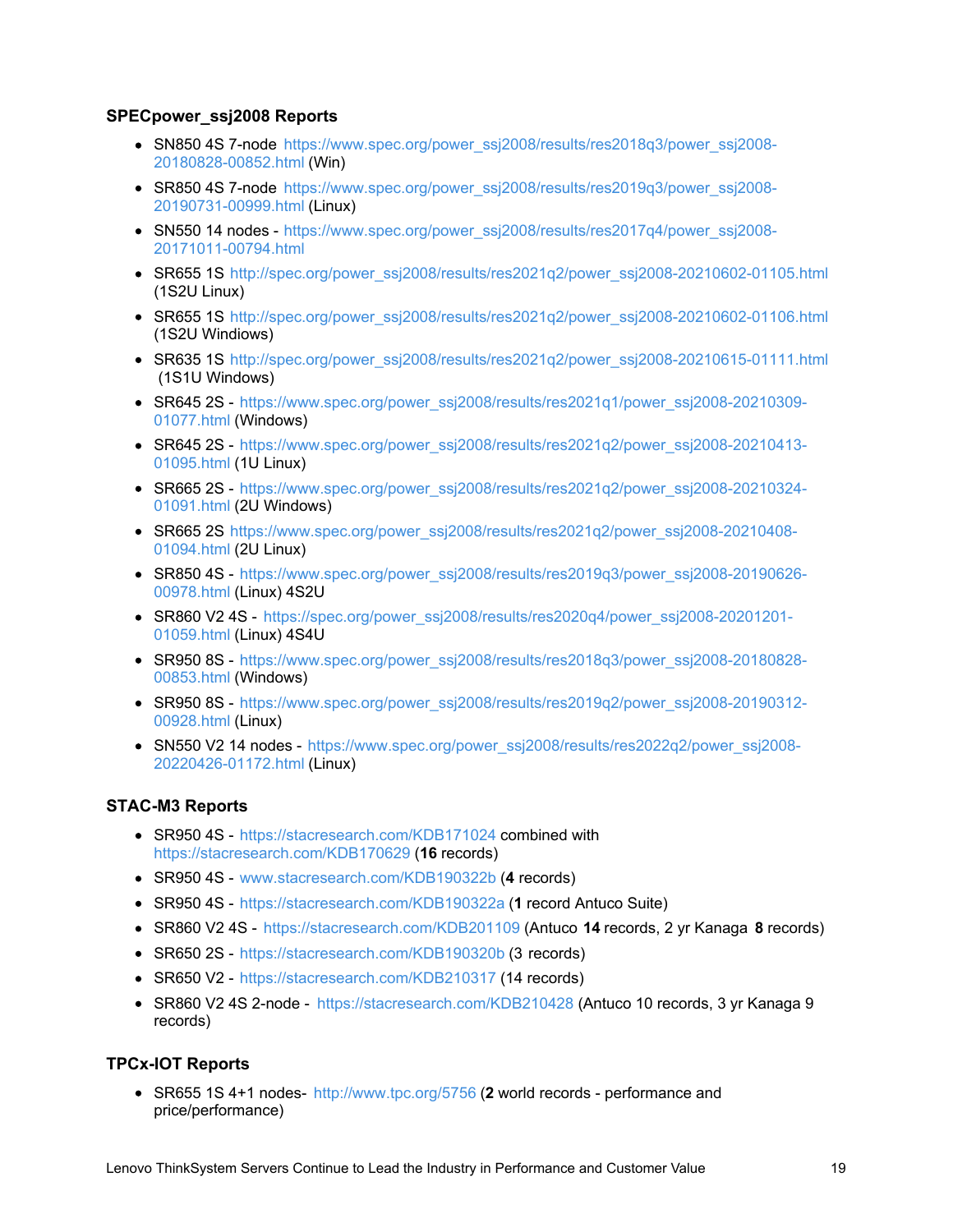### SPECpower_ssj2008 Reports

- SN850 4S 7-node https://www.spec.org/power_ssj2008/results/res2018q3/power_ssj2008-20180828-00852.html (Win)
- SR850 4S 7-node https://www.spec.org/power_ssj2008/results/res2019q3/power_ssj2008-20190731-00999.html (Linux)
- SN550 14 nodes - https://www.spec.org/power_ssj2008/results/res2017q4/power_ssj2008-20171011-00794.html
- SR655 1S http://spec.org/power_ssj2008/results/res2021q2/power_ssj2008-20210602-01105.html (1S2U Linux)
- SR655 1S http://spec.org/power_ssj2008/results/res2021q2/power_ssj2008-20210602-01106.html (1S2U Windiows)
- SR635 1S http://spec.org/power_ssj2008/results/res2021q2/power_ssj2008-20210615-01111.html (1S1U Windows)
- SR645 2S - https://www.spec.org/power_ssj2008/results/res2021q1/power_ssj2008-20210309-01077.html (Windows)
- SR645 2S - https://www.spec.org/power_ssj2008/results/res2021q2/power_ssj2008-20210413-01095.html (1U Linux)
- SR665 2S - https://www.spec.org/power_ssj2008/results/res2021q2/power_ssj2008-20210324-01091.html (2U Windows)
- SR665 2S https://www.spec.org/power_ssj2008/results/res2021q2/power_ssj2008-20210408-01094.html (2U Linux)
- SR850 4S - https://www.spec.org/power_ssj2008/results/res2019q3/power_ssj2008-20190626-00978.html (Linux) 4S2U
- SR860 V2 4S - https://spec.org/power_ssj2008/results/res2020q4/power_ssj2008-20201201-01059.html (Linux) 4S4U
- SR950 8S - https://www.spec.org/power_ssj2008/results/res2018q3/power_ssj2008-20180828-00853.html (Windows)
- SR950 8S - https://www.spec.org/power_ssj2008/results/res2019q2/power_ssj2008-20190312-00928.html (Linux)
- SN550 V2 14 nodes - https://www.spec.org/power_ssj2008/results/res2022q2/power_ssj2008-20220426-01172.html (Linux)

### STAC-M3 Reports

- SR950 4S - https://stacresearch.com/KDB171024 combined with https://stacresearch.com/KDB170629 (**16** records)
- SR950 4S - www.stacresearch.com/KDB190322b (**4** records)
- SR950 4S - https://stacresearch.com/KDB190322a (**1** record Antuco Suite)
- SR860 V2 4S - https://stacresearch.com/KDB201109 (Antuco **14** records, 2 yr Kanaga **8** records)
- SR650 2S - https://stacresearch.com/KDB190320b (3 records)
- SR650 V2 - https://stacresearch.com/KDB210317 (14 records)
- SR860 V2 4S 2-node - https://stacresearch.com/KDB210428 (Antuco 10 records, 3 yr Kanaga 9 records)

### TPCx-IOT Reports

- SR655 1S 4+1 nodes- http://www.tpc.org/5756 (**2** world records - performance and price/performance)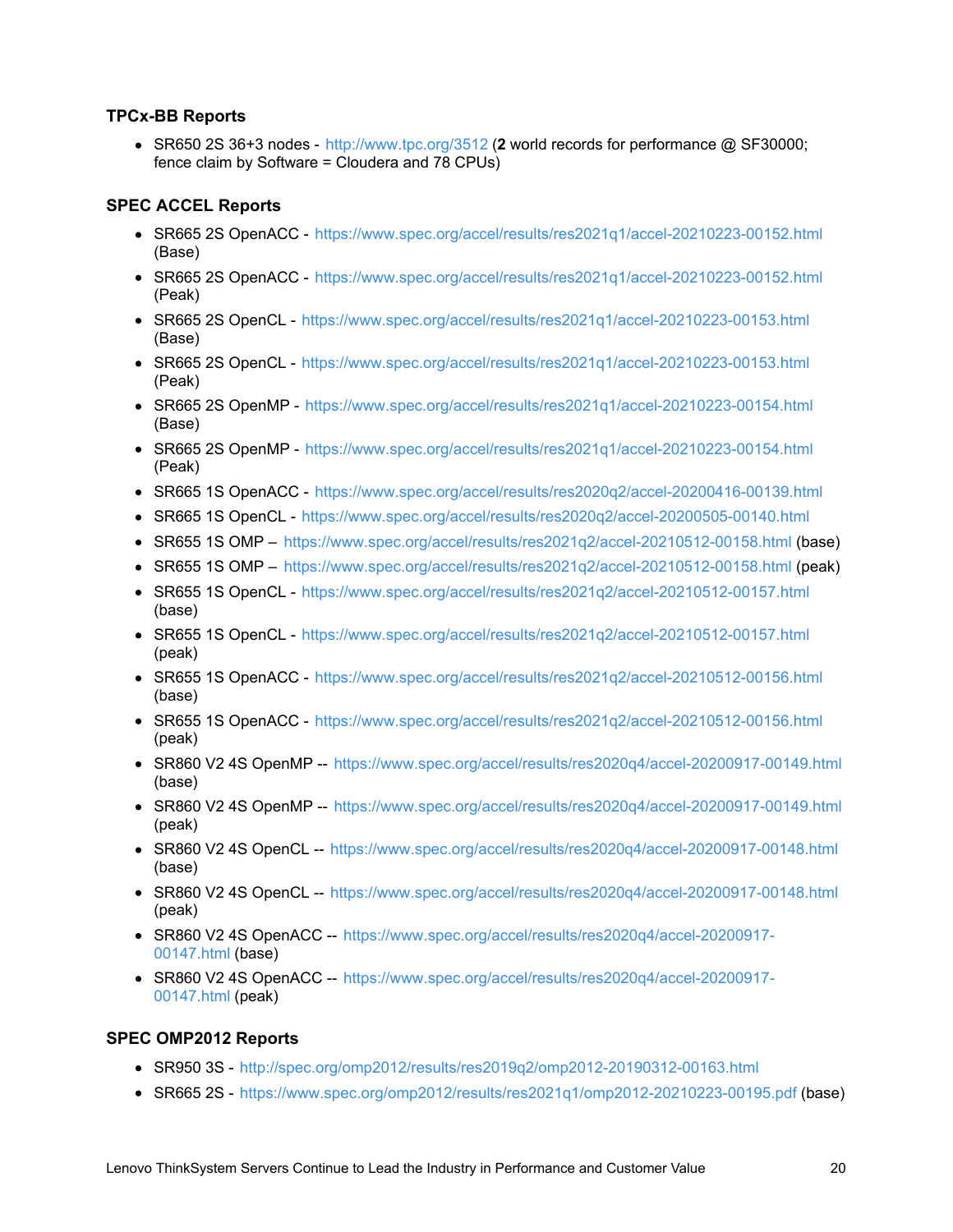### TPCx-BB Reports

- SR650 2S 36+3 nodes - http://www.tpc.org/3512 (**2** world records for performance @ SF30000; fence claim by Software = Cloudera and 78 CPUs)

### SPEC ACCEL Reports

- SR665 2S OpenACC - https://www.spec.org/accel/results/res2021q1/accel-20210223-00152.html (Base)
- SR665 2S OpenACC - https://www.spec.org/accel/results/res2021q1/accel-20210223-00152.html (Peak)
- SR665 2S OpenCL - https://www.spec.org/accel/results/res2021q1/accel-20210223-00153.html (Base)
- SR665 2S OpenCL - https://www.spec.org/accel/results/res2021q1/accel-20210223-00153.html (Peak)
- SR665 2S OpenMP - https://www.spec.org/accel/results/res2021q1/accel-20210223-00154.html (Base)
- SR665 2S OpenMP - https://www.spec.org/accel/results/res2021q1/accel-20210223-00154.html (Peak)
- SR665 1S OpenACC - https://www.spec.org/accel/results/res2020q2/accel-20200416-00139.html
- SR665 1S OpenCL - https://www.spec.org/accel/results/res2020q2/accel-20200505-00140.html
- SR655 1S OMP – https://www.spec.org/accel/results/res2021q2/accel-20210512-00158.html (base)
- SR655 1S OMP – https://www.spec.org/accel/results/res2021q2/accel-20210512-00158.html (peak)
- SR655 1S OpenCL - https://www.spec.org/accel/results/res2021q2/accel-20210512-00157.html (base)
- SR655 1S OpenCL - https://www.spec.org/accel/results/res2021q2/accel-20210512-00157.html (peak)
- SR655 1S OpenACC - https://www.spec.org/accel/results/res2021q2/accel-20210512-00156.html (base)
- SR655 1S OpenACC - https://www.spec.org/accel/results/res2021q2/accel-20210512-00156.html (peak)
- SR860 V2 4S OpenMP -- https://www.spec.org/accel/results/res2020q4/accel-20200917-00149.html (base)
- SR860 V2 4S OpenMP -- https://www.spec.org/accel/results/res2020q4/accel-20200917-00149.html (peak)
- SR860 V2 4S OpenCL -- https://www.spec.org/accel/results/res2020q4/accel-20200917-00148.html (base)
- SR860 V2 4S OpenCL -- https://www.spec.org/accel/results/res2020q4/accel-20200917-00148.html (peak)
- SR860 V2 4S OpenACC -- https://www.spec.org/accel/results/res2020q4/accel-20200917-00147.html (base)
- SR860 V2 4S OpenACC -- https://www.spec.org/accel/results/res2020q4/accel-20200917-00147.html (peak)

### SPEC OMP2012 Reports

- SR950 3S - http://spec.org/omp2012/results/res2019q2/omp2012-20190312-00163.html
- SR665 2S - https://www.spec.org/omp2012/results/res2021q1/omp2012-20210223-00195.pdf (base)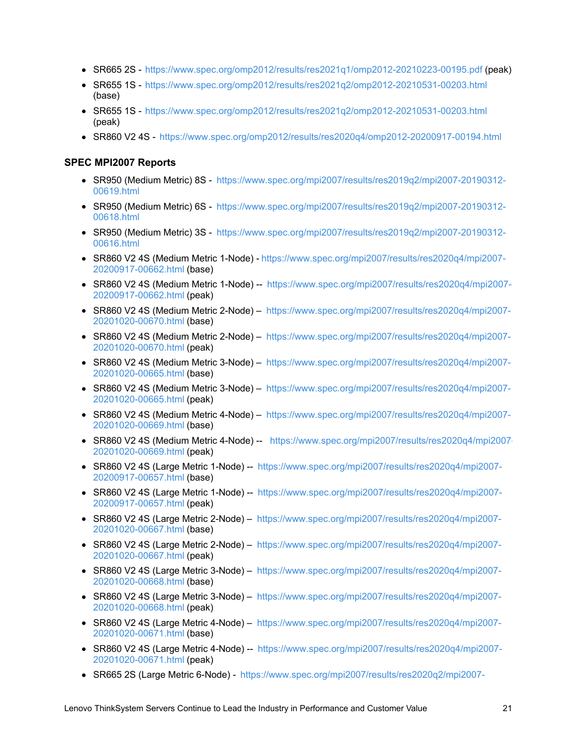- SR665 2S - https://www.spec.org/omp2012/results/res2021q1/omp2012-20210223-00195.pdf (peak)
- SR655 1S - https://www.spec.org/omp2012/results/res2021q2/omp2012-20210531-00203.html (base)
- SR655 1S - https://www.spec.org/omp2012/results/res2021q2/omp2012-20210531-00203.html (peak)
- SR860 V2 4S - https://www.spec.org/omp2012/results/res2020q4/omp2012-20200917-00194.html

### SPEC MPI2007 Reports

- SR950 (Medium Metric) 8S - https://www.spec.org/mpi2007/results/res2019q2/mpi2007-20190312-00619.html
- SR950 (Medium Metric) 6S - https://www.spec.org/mpi2007/results/res2019q2/mpi2007-20190312-00618.html
- SR950 (Medium Metric) 3S - https://www.spec.org/mpi2007/results/res2019q2/mpi2007-20190312-00616.html
- SR860 V2 4S (Medium Metric 1-Node) - https://www.spec.org/mpi2007/results/res2020q4/mpi2007-20200917-00662.html (base)
- SR860 V2 4S (Medium Metric 1-Node) -- https://www.spec.org/mpi2007/results/res2020q4/mpi2007-20200917-00662.html (peak)
- SR860 V2 4S (Medium Metric 2-Node) – https://www.spec.org/mpi2007/results/res2020q4/mpi2007-20201020-00670.html (base)
- SR860 V2 4S (Medium Metric 2-Node) – https://www.spec.org/mpi2007/results/res2020q4/mpi2007-20201020-00670.html (peak)
- SR860 V2 4S (Medium Metric 3-Node) – https://www.spec.org/mpi2007/results/res2020q4/mpi2007-20201020-00665.html (base)
- SR860 V2 4S (Medium Metric 3-Node) – https://www.spec.org/mpi2007/results/res2020q4/mpi2007-20201020-00665.html (peak)
- SR860 V2 4S (Medium Metric 4-Node) – https://www.spec.org/mpi2007/results/res2020q4/mpi2007-20201020-00669.html (base)
- SR860 V2 4S (Medium Metric 4-Node) -- https://www.spec.org/mpi2007/results/res2020q4/mpi2007-20201020-00669.html (peak)
- SR860 V2 4S (Large Metric 1-Node) -- https://www.spec.org/mpi2007/results/res2020q4/mpi2007-20200917-00657.html (base)
- SR860 V2 4S (Large Metric 1-Node) -- https://www.spec.org/mpi2007/results/res2020q4/mpi2007-20200917-00657.html (peak)
- SR860 V2 4S (Large Metric 2-Node) – https://www.spec.org/mpi2007/results/res2020q4/mpi2007-20201020-00667.html (base)
- SR860 V2 4S (Large Metric 2-Node) – https://www.spec.org/mpi2007/results/res2020q4/mpi2007-20201020-00667.html (peak)
- SR860 V2 4S (Large Metric 3-Node) – https://www.spec.org/mpi2007/results/res2020q4/mpi2007-20201020-00668.html (base)
- SR860 V2 4S (Large Metric 3-Node) – https://www.spec.org/mpi2007/results/res2020q4/mpi2007-20201020-00668.html (peak)
- SR860 V2 4S (Large Metric 4-Node) – https://www.spec.org/mpi2007/results/res2020q4/mpi2007-20201020-00671.html (base)
- SR860 V2 4S (Large Metric 4-Node) -- https://www.spec.org/mpi2007/results/res2020q4/mpi2007-20201020-00671.html (peak)
- SR665 2S (Large Metric 6-Node) - https://www.spec.org/mpi2007/results/res2020q2/mpi2007-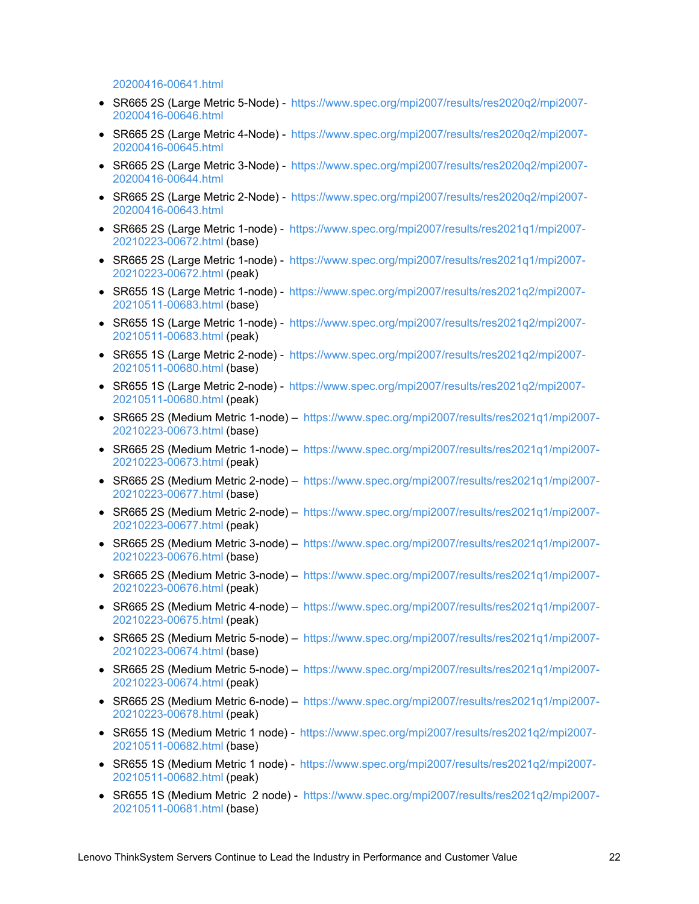20200416-00641.html

- SR665 2S (Large Metric 5-Node) - https://www.spec.org/mpi2007/results/res2020q2/mpi2007-20200416-00646.html
- SR665 2S (Large Metric 4-Node) - https://www.spec.org/mpi2007/results/res2020q2/mpi2007-20200416-00645.html
- SR665 2S (Large Metric 3-Node) - https://www.spec.org/mpi2007/results/res2020q2/mpi2007-20200416-00644.html
- SR665 2S (Large Metric 2-Node) - https://www.spec.org/mpi2007/results/res2020q2/mpi2007-20200416-00643.html
- SR665 2S (Large Metric 1-node) - https://www.spec.org/mpi2007/results/res2021q1/mpi2007-20210223-00672.html (base)
- SR665 2S (Large Metric 1-node) - https://www.spec.org/mpi2007/results/res2021q1/mpi2007-20210223-00672.html (peak)
- SR655 1S (Large Metric 1-node) - https://www.spec.org/mpi2007/results/res2021q2/mpi2007-20210511-00683.html (base)
- SR655 1S (Large Metric 1-node) - https://www.spec.org/mpi2007/results/res2021q2/mpi2007-20210511-00683.html (peak)
- SR655 1S (Large Metric 2-node) - https://www.spec.org/mpi2007/results/res2021q2/mpi2007-20210511-00680.html (base)
- SR655 1S (Large Metric 2-node) - https://www.spec.org/mpi2007/results/res2021q2/mpi2007-20210511-00680.html (peak)
- SR665 2S (Medium Metric 1-node) – https://www.spec.org/mpi2007/results/res2021q1/mpi2007-20210223-00673.html (base)
- SR665 2S (Medium Metric 1-node) – https://www.spec.org/mpi2007/results/res2021q1/mpi2007-20210223-00673.html (peak)
- SR665 2S (Medium Metric 2-node) – https://www.spec.org/mpi2007/results/res2021q1/mpi2007-20210223-00677.html (base)
- SR665 2S (Medium Metric 2-node) – https://www.spec.org/mpi2007/results/res2021q1/mpi2007-20210223-00677.html (peak)
- SR665 2S (Medium Metric 3-node) – https://www.spec.org/mpi2007/results/res2021q1/mpi2007-20210223-00676.html (base)
- SR665 2S (Medium Metric 3-node) – https://www.spec.org/mpi2007/results/res2021q1/mpi2007-20210223-00676.html (peak)
- SR665 2S (Medium Metric 4-node) – https://www.spec.org/mpi2007/results/res2021q1/mpi2007-20210223-00675.html (peak)
- SR665 2S (Medium Metric 5-node) – https://www.spec.org/mpi2007/results/res2021q1/mpi2007-20210223-00674.html (base)
- SR665 2S (Medium Metric 5-node) – https://www.spec.org/mpi2007/results/res2021q1/mpi2007-20210223-00674.html (peak)
- SR665 2S (Medium Metric 6-node) – https://www.spec.org/mpi2007/results/res2021q1/mpi2007-20210223-00678.html (peak)
- SR655 1S (Medium Metric 1 node) - https://www.spec.org/mpi2007/results/res2021q2/mpi2007-20210511-00682.html (base)
- SR655 1S (Medium Metric 1 node) - https://www.spec.org/mpi2007/results/res2021q2/mpi2007-20210511-00682.html (peak)
- SR655 1S (Medium Metric 2 node) - https://www.spec.org/mpi2007/results/res2021q2/mpi2007-20210511-00681.html (base)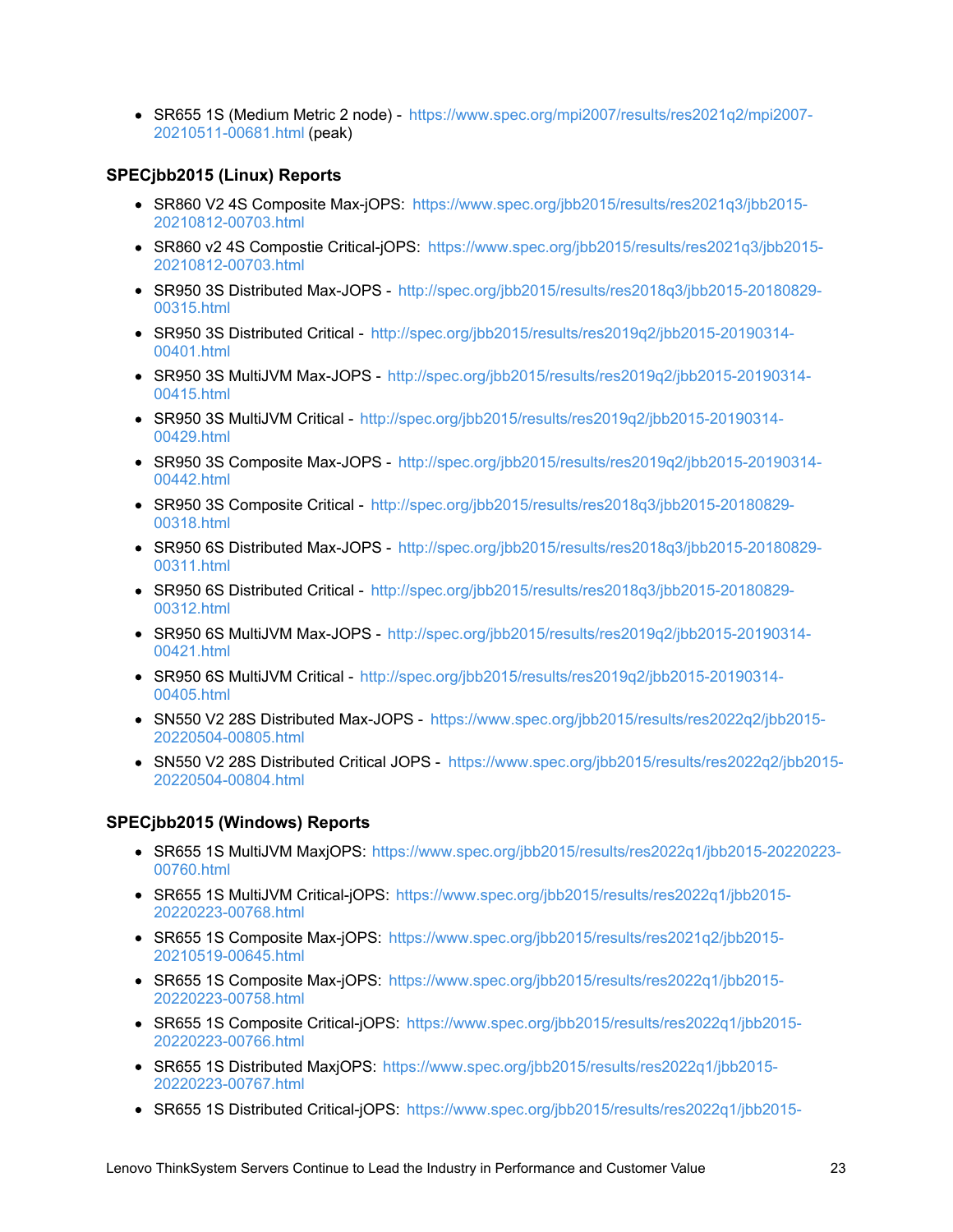- SR655 1S (Medium Metric 2 node) - https://www.spec.org/mpi2007/results/res2021q2/mpi2007-20210511-00681.html (peak)

### SPECjbb2015 (Linux) Reports

- SR860 V2 4S Composite Max-jOPS: https://www.spec.org/jbb2015/results/res2021q3/jbb2015-20210812-00703.html
- SR860 v2 4S Compostie Critical-jOPS: https://www.spec.org/jbb2015/results/res2021q3/jbb2015-20210812-00703.html
- SR950 3S Distributed Max-JOPS - http://spec.org/jbb2015/results/res2018q3/jbb2015-20180829-00315.html
- SR950 3S Distributed Critical - http://spec.org/jbb2015/results/res2019q2/jbb2015-20190314-00401.html
- SR950 3S MultiJVM Max-JOPS - http://spec.org/jbb2015/results/res2019q2/jbb2015-20190314-00415.html
- SR950 3S MultiJVM Critical - http://spec.org/jbb2015/results/res2019q2/jbb2015-20190314-00429.html
- SR950 3S Composite Max-JOPS - http://spec.org/jbb2015/results/res2019q2/jbb2015-20190314-00442.html
- SR950 3S Composite Critical - http://spec.org/jbb2015/results/res2018q3/jbb2015-20180829-00318.html
- SR950 6S Distributed Max-JOPS - http://spec.org/jbb2015/results/res2018q3/jbb2015-20180829-00311.html
- SR950 6S Distributed Critical - http://spec.org/jbb2015/results/res2018q3/jbb2015-20180829-00312.html
- SR950 6S MultiJVM Max-JOPS - http://spec.org/jbb2015/results/res2019q2/jbb2015-20190314-00421.html
- SR950 6S MultiJVM Critical - http://spec.org/jbb2015/results/res2019q2/jbb2015-20190314-00405.html
- SN550 V2 28S Distributed Max-JOPS - https://www.spec.org/jbb2015/results/res2022q2/jbb2015-20220504-00805.html
- SN550 V2 28S Distributed Critical JOPS - https://www.spec.org/jbb2015/results/res2022q2/jbb2015-20220504-00804.html

### SPECjbb2015 (Windows) Reports

- SR655 1S MultiJVM MaxjOPS: https://www.spec.org/jbb2015/results/res2022q1/jbb2015-20220223-00760.html
- SR655 1S MultiJVM Critical-jOPS: https://www.spec.org/jbb2015/results/res2022q1/jbb2015-20220223-00768.html
- SR655 1S Composite Max-jOPS: https://www.spec.org/jbb2015/results/res2021q2/jbb2015-20210519-00645.html
- SR655 1S Composite Max-jOPS: https://www.spec.org/jbb2015/results/res2022q1/jbb2015-20220223-00758.html
- SR655 1S Composite Critical-jOPS: https://www.spec.org/jbb2015/results/res2022q1/jbb2015-20220223-00766.html
- SR655 1S Distributed MaxjOPS: https://www.spec.org/jbb2015/results/res2022q1/jbb2015-20220223-00767.html
- SR655 1S Distributed Critical-jOPS: https://www.spec.org/jbb2015/results/res2022q1/jbb2015-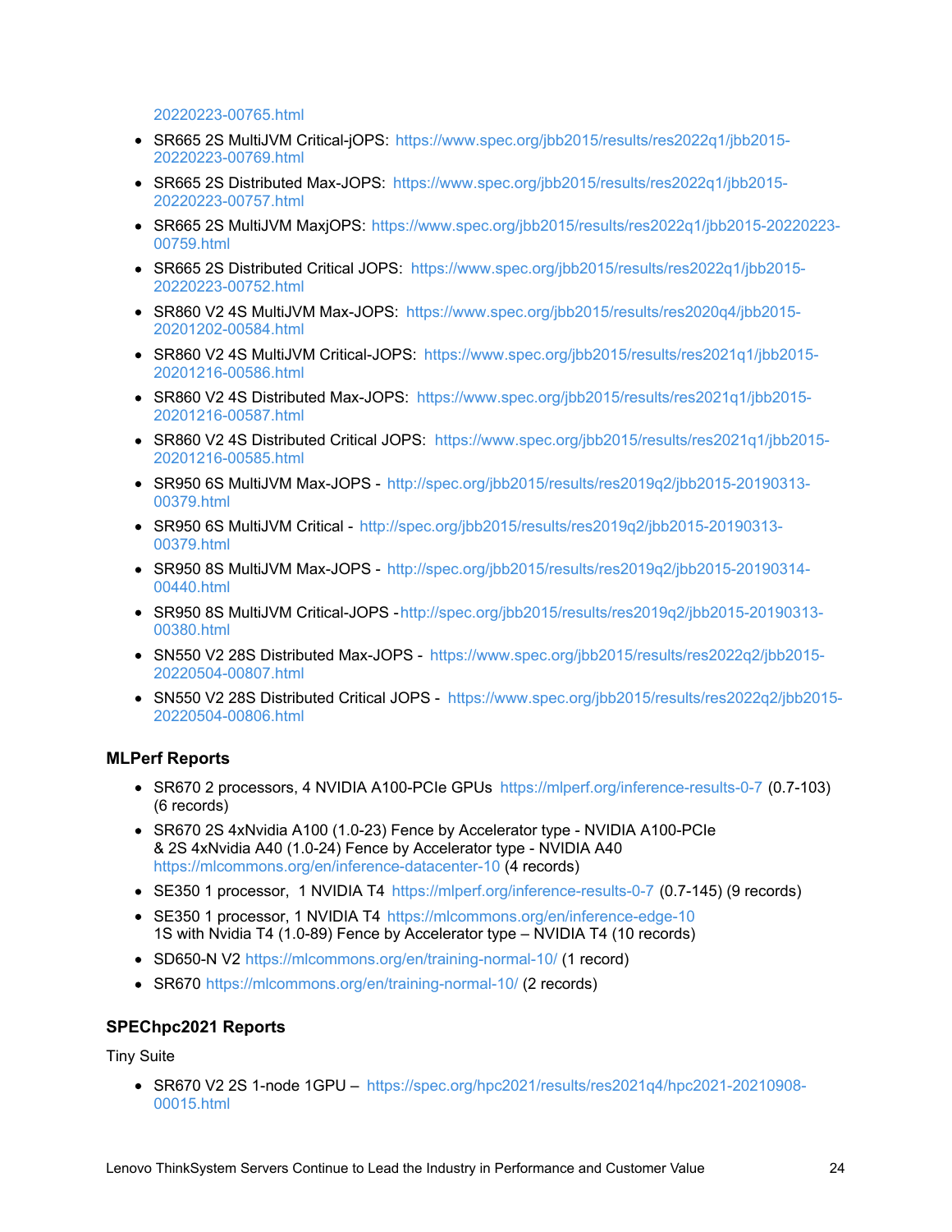20220223-00765.html

- SR665 2S MultiJVM Critical-jOPS: https://www.spec.org/jbb2015/results/res2022q1/jbb2015-20220223-00769.html
- SR665 2S Distributed Max-JOPS: https://www.spec.org/jbb2015/results/res2022q1/jbb2015-20220223-00757.html
- SR665 2S MultiJVM MaxjOPS: https://www.spec.org/jbb2015/results/res2022q1/jbb2015-20220223-00759.html
- SR665 2S Distributed Critical JOPS: https://www.spec.org/jbb2015/results/res2022q1/jbb2015-20220223-00752.html
- SR860 V2 4S MultiJVM Max-JOPS: https://www.spec.org/jbb2015/results/res2020q4/jbb2015-20201202-00584.html
- SR860 V2 4S MultiJVM Critical-JOPS: https://www.spec.org/jbb2015/results/res2021q1/jbb2015-20201216-00586.html
- SR860 V2 4S Distributed Max-JOPS: https://www.spec.org/jbb2015/results/res2021q1/jbb2015-20201216-00587.html
- SR860 V2 4S Distributed Critical JOPS: https://www.spec.org/jbb2015/results/res2021q1/jbb2015-20201216-00585.html
- SR950 6S MultiJVM Max-JOPS - http://spec.org/jbb2015/results/res2019q2/jbb2015-20190313-00379.html
- SR950 6S MultiJVM Critical - http://spec.org/jbb2015/results/res2019q2/jbb2015-20190313-00379.html
- SR950 8S MultiJVM Max-JOPS - http://spec.org/jbb2015/results/res2019q2/jbb2015-20190314-00440.html
- SR950 8S MultiJVM Critical-JOPS - http://spec.org/jbb2015/results/res2019q2/jbb2015-20190313-00380.html
- SN550 V2 28S Distributed Max-JOPS - https://www.spec.org/jbb2015/results/res2022q2/jbb2015-20220504-00807.html
- SN550 V2 28S Distributed Critical JOPS - https://www.spec.org/jbb2015/results/res2022q2/jbb2015-20220504-00806.html

### MLPerf Reports

- SR670 2 processors, 4 NVIDIA A100-PCIe GPUs https://mlperf.org/inference-results-0-7 (0.7-103) (6 records)
- SR670 2S 4xNvidia A100 (1.0-23) Fence by Accelerator type - NVIDIA A100-PCIe & 2S 4xNvidia A40 (1.0-24) Fence by Accelerator type - NVIDIA A40 https://mlcommons.org/en/inference-datacenter-10 (4 records)
- SE350 1 processor, 1 NVIDIA T4 https://mlperf.org/inference-results-0-7 (0.7-145) (9 records)
- SE350 1 processor, 1 NVIDIA T4 https://mlcommons.org/en/inference-edge-10 1S with Nvidia T4 (1.0-89) Fence by Accelerator type – NVIDIA T4 (10 records)
- SD650-N V2 https://mlcommons.org/en/training-normal-10/ (1 record)
- SR670 https://mlcommons.org/en/training-normal-10/ (2 records)

### SPEChpc2021 Reports

Tiny Suite

- SR670 V2 2S 1-node 1GPU – https://spec.org/hpc2021/results/res2021q4/hpc2021-20210908-00015.html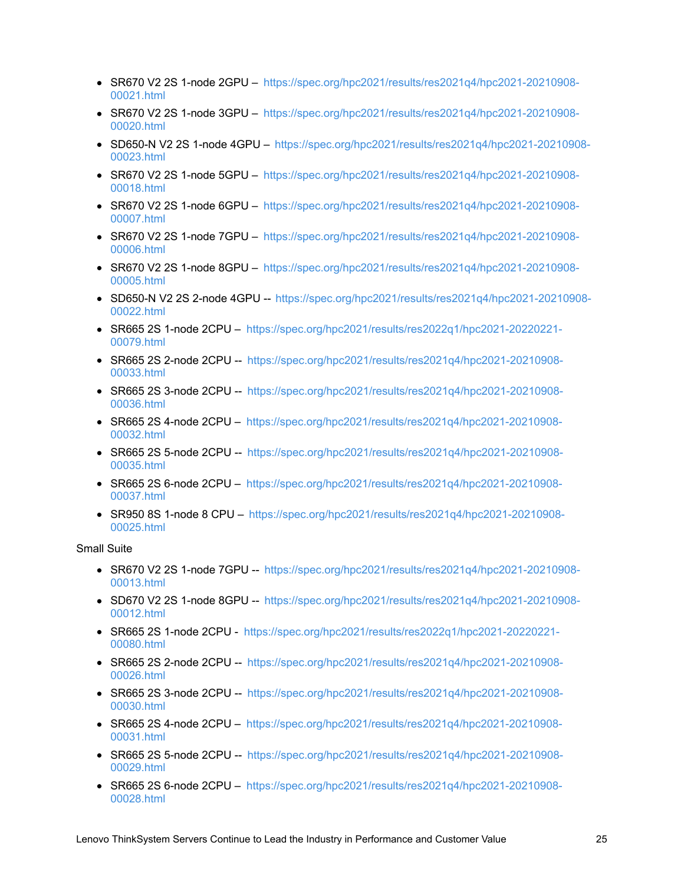- SR670 V2 2S 1-node 2GPU – https://spec.org/hpc2021/results/res2021q4/hpc2021-20210908-00021.html
- SR670 V2 2S 1-node 3GPU – https://spec.org/hpc2021/results/res2021q4/hpc2021-20210908-00020.html
- SD650-N V2 2S 1-node 4GPU – https://spec.org/hpc2021/results/res2021q4/hpc2021-20210908-00023.html
- SR670 V2 2S 1-node 5GPU – https://spec.org/hpc2021/results/res2021q4/hpc2021-20210908-00018.html
- SR670 V2 2S 1-node 6GPU – https://spec.org/hpc2021/results/res2021q4/hpc2021-20210908-00007.html
- SR670 V2 2S 1-node 7GPU – https://spec.org/hpc2021/results/res2021q4/hpc2021-20210908-00006.html
- SR670 V2 2S 1-node 8GPU – https://spec.org/hpc2021/results/res2021q4/hpc2021-20210908-00005.html
- SD650-N V2 2S 2-node 4GPU -- https://spec.org/hpc2021/results/res2021q4/hpc2021-20210908-00022.html
- SR665 2S 1-node 2CPU – https://spec.org/hpc2021/results/res2022q1/hpc2021-20220221-00079.html
- SR665 2S 2-node 2CPU -- https://spec.org/hpc2021/results/res2021q4/hpc2021-20210908-00033.html
- SR665 2S 3-node 2CPU -- https://spec.org/hpc2021/results/res2021q4/hpc2021-20210908-00036.html
- SR665 2S 4-node 2CPU – https://spec.org/hpc2021/results/res2021q4/hpc2021-20210908-00032.html
- SR665 2S 5-node 2CPU -- https://spec.org/hpc2021/results/res2021q4/hpc2021-20210908-00035.html
- SR665 2S 6-node 2CPU – https://spec.org/hpc2021/results/res2021q4/hpc2021-20210908-00037.html
- SR950 8S 1-node 8 CPU – https://spec.org/hpc2021/results/res2021q4/hpc2021-20210908-00025.html

Small Suite

- SR670 V2 2S 1-node 7GPU -- https://spec.org/hpc2021/results/res2021q4/hpc2021-20210908-00013.html
- SD670 V2 2S 1-node 8GPU -- https://spec.org/hpc2021/results/res2021q4/hpc2021-20210908-00012.html
- SR665 2S 1-node 2CPU - https://spec.org/hpc2021/results/res2022q1/hpc2021-20220221-00080.html
- SR665 2S 2-node 2CPU -- https://spec.org/hpc2021/results/res2021q4/hpc2021-20210908-00026.html
- SR665 2S 3-node 2CPU -- https://spec.org/hpc2021/results/res2021q4/hpc2021-20210908-00030.html
- SR665 2S 4-node 2CPU – https://spec.org/hpc2021/results/res2021q4/hpc2021-20210908-00031.html
- SR665 2S 5-node 2CPU -- https://spec.org/hpc2021/results/res2021q4/hpc2021-20210908-00029.html
- SR665 2S 6-node 2CPU – https://spec.org/hpc2021/results/res2021q4/hpc2021-20210908-00028.html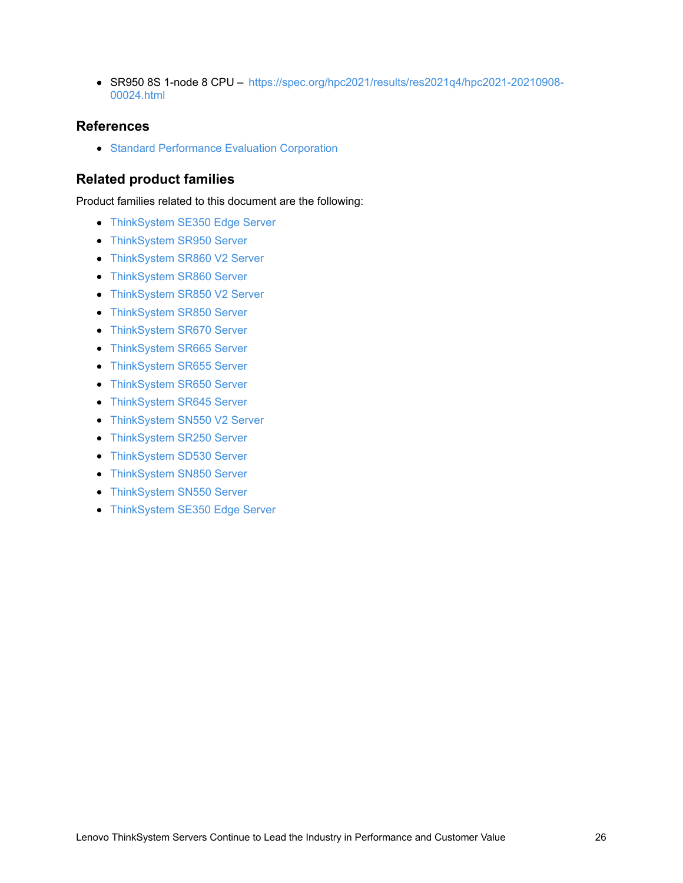- SR950 8S 1-node 8 CPU – https://spec.org/hpc2021/results/res2021q4/hpc2021-20210908-00024.html

## References

- Standard Performance Evaluation Corporation

## Related product families

Product families related to this document are the following:

- ThinkSystem SE350 Edge Server
- ThinkSystem SR950 Server
- ThinkSystem SR860 V2 Server
- ThinkSystem SR860 Server
- ThinkSystem SR850 V2 Server
- ThinkSystem SR850 Server
- ThinkSystem SR670 Server
- ThinkSystem SR665 Server
- ThinkSystem SR655 Server
- ThinkSystem SR650 Server
- ThinkSystem SR645 Server
- ThinkSystem SN550 V2 Server
- ThinkSystem SR250 Server
- ThinkSystem SD530 Server
- ThinkSystem SN850 Server
- ThinkSystem SN550 Server
- ThinkSystem SE350 Edge Server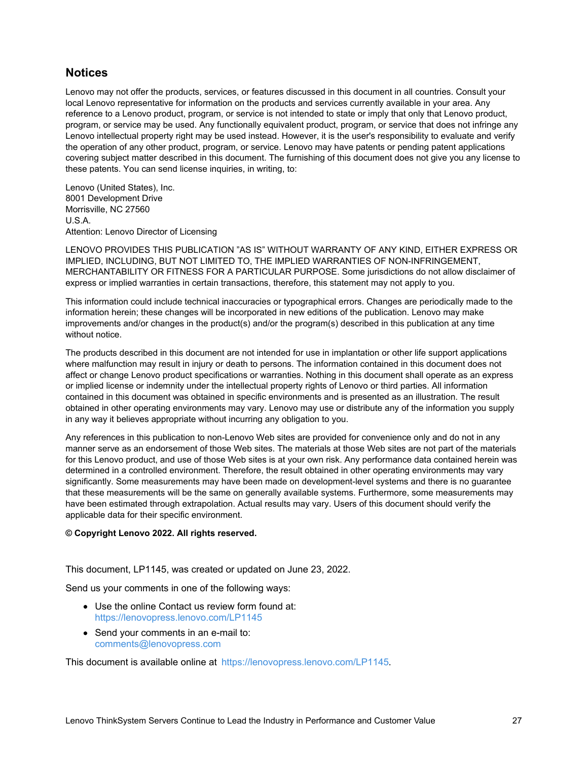## Notices

Lenovo may not offer the products, services, or features discussed in this document in all countries. Consult your local Lenovo representative for information on the products and services currently available in your area. Any reference to a Lenovo product, program, or service is not intended to state or imply that only that Lenovo product, program, or service may be used. Any functionally equivalent product, program, or service that does not infringe any Lenovo intellectual property right may be used instead. However, it is the user's responsibility to evaluate and verify the operation of any other product, program, or service. Lenovo may have patents or pending patent applications covering subject matter described in this document. The furnishing of this document does not give you any license to these patents. You can send license inquiries, in writing, to:

Lenovo (United States), Inc.
8001 Development Drive
Morrisville, NC 27560
U.S.A.
Attention: Lenovo Director of Licensing

LENOVO PROVIDES THIS PUBLICATION "AS IS" WITHOUT WARRANTY OF ANY KIND, EITHER EXPRESS OR IMPLIED, INCLUDING, BUT NOT LIMITED TO, THE IMPLIED WARRANTIES OF NON-INFRINGEMENT, MERCHANTABILITY OR FITNESS FOR A PARTICULAR PURPOSE. Some jurisdictions do not allow disclaimer of express or implied warranties in certain transactions, therefore, this statement may not apply to you.

This information could include technical inaccuracies or typographical errors. Changes are periodically made to the information herein; these changes will be incorporated in new editions of the publication. Lenovo may make improvements and/or changes in the product(s) and/or the program(s) described in this publication at any time without notice.

The products described in this document are not intended for use in implantation or other life support applications where malfunction may result in injury or death to persons. The information contained in this document does not affect or change Lenovo product specifications or warranties. Nothing in this document shall operate as an express or implied license or indemnity under the intellectual property rights of Lenovo or third parties. All information contained in this document was obtained in specific environments and is presented as an illustration. The result obtained in other operating environments may vary. Lenovo may use or distribute any of the information you supply in any way it believes appropriate without incurring any obligation to you.

Any references in this publication to non-Lenovo Web sites are provided for convenience only and do not in any manner serve as an endorsement of those Web sites. The materials at those Web sites are not part of the materials for this Lenovo product, and use of those Web sites is at your own risk. Any performance data contained herein was determined in a controlled environment. Therefore, the result obtained in other operating environments may vary significantly. Some measurements may have been made on development-level systems and there is no guarantee that these measurements will be the same on generally available systems. Furthermore, some measurements may have been estimated through extrapolation. Actual results may vary. Users of this document should verify the applicable data for their specific environment.

**© Copyright Lenovo 2022. All rights reserved.**

This document, LP1145, was created or updated on June 23, 2022.

Send us your comments in one of the following ways:

- Use the online Contact us review form found at:
  https://lenovopress.lenovo.com/LP1145
- Send your comments in an e-mail to:
  comments@lenovopress.com

This document is available online at https://lenovopress.lenovo.com/LP1145.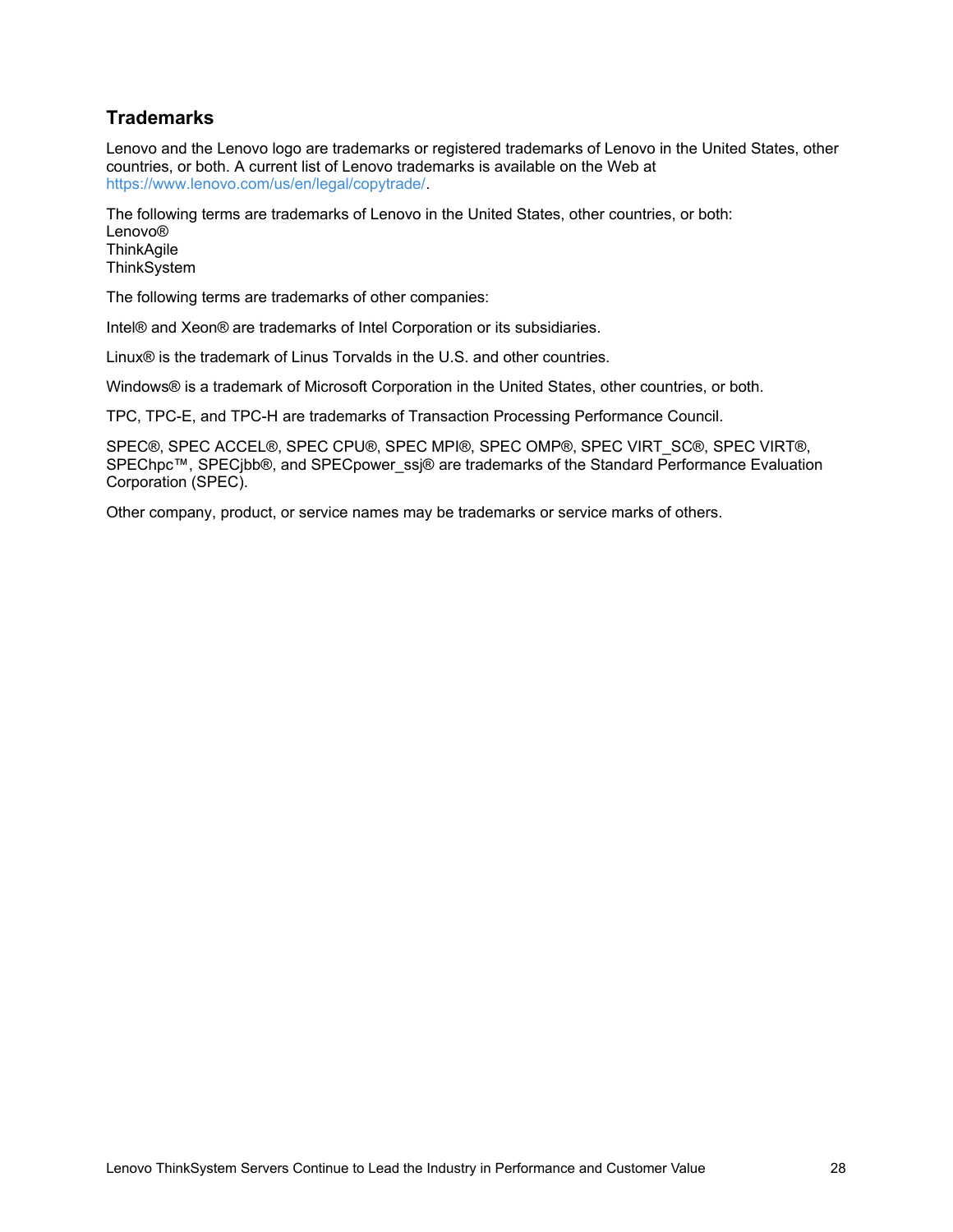## Trademarks

Lenovo and the Lenovo logo are trademarks or registered trademarks of Lenovo in the United States, other countries, or both. A current list of Lenovo trademarks is available on the Web at https://www.lenovo.com/us/en/legal/copytrade/.

The following terms are trademarks of Lenovo in the United States, other countries, or both:
Lenovo®
ThinkAgile
ThinkSystem

The following terms are trademarks of other companies:

Intel® and Xeon® are trademarks of Intel Corporation or its subsidiaries.

Linux® is the trademark of Linus Torvalds in the U.S. and other countries.

Windows® is a trademark of Microsoft Corporation in the United States, other countries, or both.

TPC, TPC-E, and TPC-H are trademarks of Transaction Processing Performance Council.

SPEC®, SPEC ACCEL®, SPEC CPU®, SPEC MPI®, SPEC OMP®, SPEC VIRT_SC®, SPEC VIRT®, SPEChpc™, SPECjbb®, and SPECpower_ssj® are trademarks of the Standard Performance Evaluation Corporation (SPEC).

Other company, product, or service names may be trademarks or service marks of others.